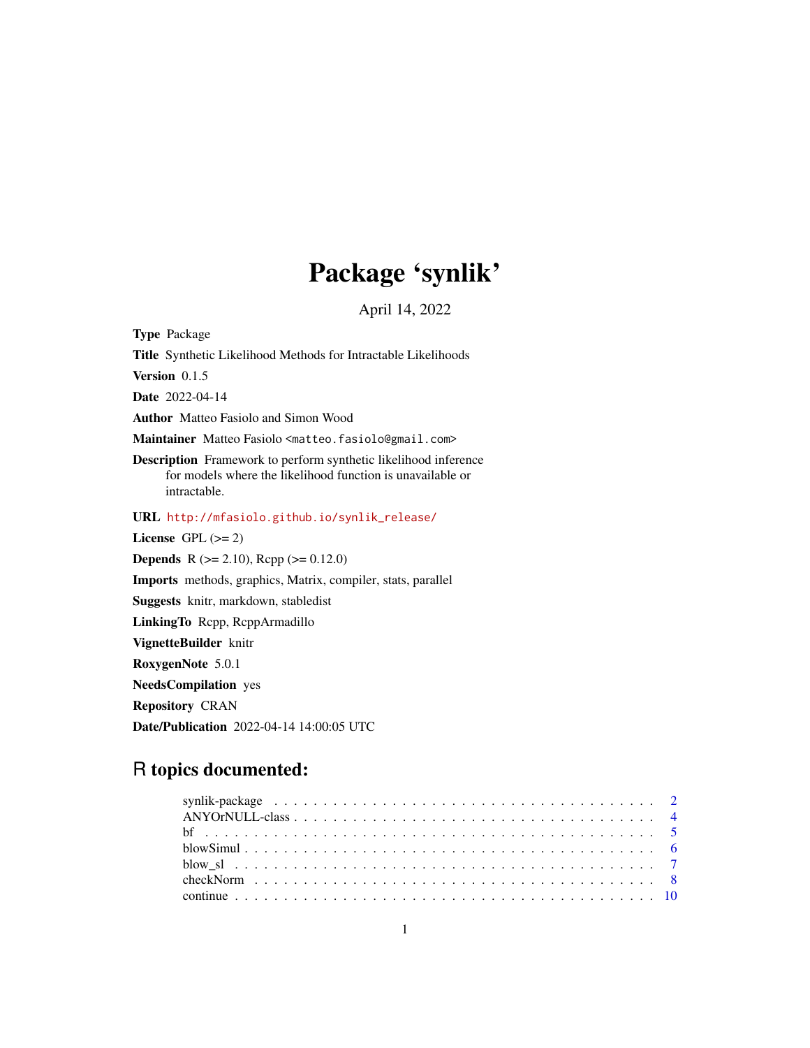# Package 'synlik'

April 14, 2022

**Type** Package

**Title** Synthetic Likelihood Methods for Intractable Likelihoods

**Version** 0.1.5

**Date** 2022-04-14

**Author** Matteo Fasiolo and Simon Wood

**Maintainer** Matteo Fasiolo <matteo.fasiolo@gmail.com>

**Description** Framework to perform synthetic likelihood inference for models where the likelihood function is unavailable or intractable.

**URL** http://mfasiolo.github.io/synlik_release/

**License** GPL (>= 2)

**Depends** R (>= 2.10), Rcpp (>= 0.12.0)

**Imports** methods, graphics, Matrix, compiler, stats, parallel

**Suggests** knitr, markdown, stabledist

**LinkingTo** Rcpp, RcppArmadillo

**VignetteBuilder** knitr

**RoxygenNote** 5.0.1

**NeedsCompilation** yes

**Repository** CRAN

**Date/Publication** 2022-04-14 14:00:05 UTC

## R topics documented:

- synlik-package . . . . . . . . . . . . . . . . . . . . . . . . . . . . . . . . . . . . . . . . . 2
- ANYOrNULL-class . . . . . . . . . . . . . . . . . . . . . . . . . . . . . . . . . . . . . . 4
- bf . . . . . . . . . . . . . . . . . . . . . . . . . . . . . . . . . . . . . . . . . . . . . . . . 5
- blowSimul . . . . . . . . . . . . . . . . . . . . . . . . . . . . . . . . . . . . . . . . . . . 6
- blow_sl . . . . . . . . . . . . . . . . . . . . . . . . . . . . . . . . . . . . . . . . . . . . . 7
- checkNorm . . . . . . . . . . . . . . . . . . . . . . . . . . . . . . . . . . . . . . . . . . . 8
- continue . . . . . . . . . . . . . . . . . . . . . . . . . . . . . . . . . . . . . . . . . . . . 10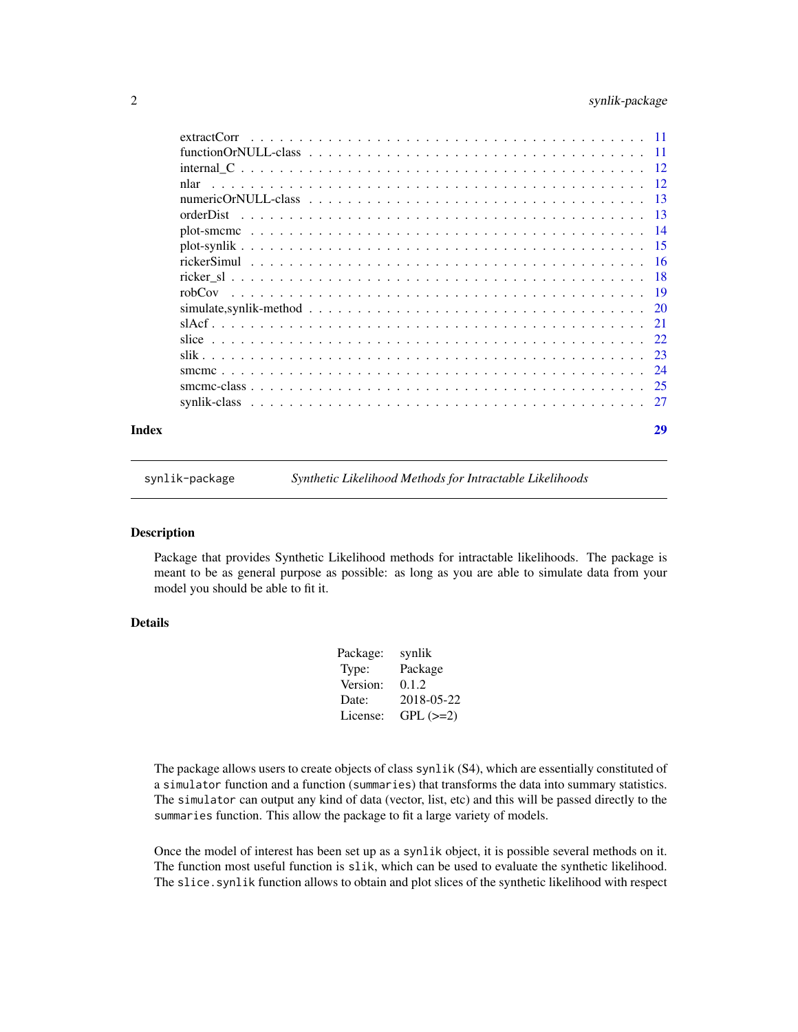| | |
|---|---|
| extractCorr | 11 |
| functionOrNULL-class | 11 |
| internal_C | 12 |
| nlar | 12 |
| numericOrNULL-class | 13 |
| orderDist | 13 |
| plot-smcmc | 14 |
| plot-synlik | 15 |
| rickerSimul | 16 |
| ricker_sl | 18 |
| robCov | 19 |
| simulate,synlik-method | 20 |
| slAcf | 21 |
| slice | 22 |
| slik | 23 |
| smcmc | 24 |
| smcmc-class | 25 |
| synlik-class | 27 |

**Index** 29

---

`synlik-package` *Synthetic Likelihood Methods for Intractable Likelihoods*

---

## Description

Package that provides Synthetic Likelihood methods for intractable likelihoods. The package is meant to be as general purpose as possible: as long as you are able to simulate data from your model you should be able to fit it.

## Details

| | |
|---|---|
| Package: | synlik |
| Type: | Package |
| Version: | 0.1.2 |
| Date: | 2018-05-22 |
| License: | GPL (>=2) |

The package allows users to create objects of class `synlik` (S4), which are essentially constituted of a `simulator` function and a function (`summaries`) that transforms the data into summary statistics. The `simulator` can output any kind of data (vector, list, etc) and this will be passed directly to the `summaries` function. This allow the package to fit a large variety of models.

Once the model of interest has been set up as a `synlik` object, it is possible several methods on it. The function most useful function is `slik`, which can be used to evaluate the synthetic likelihood. The `slice.synlik` function allows to obtain and plot slices of the synthetic likelihood with respect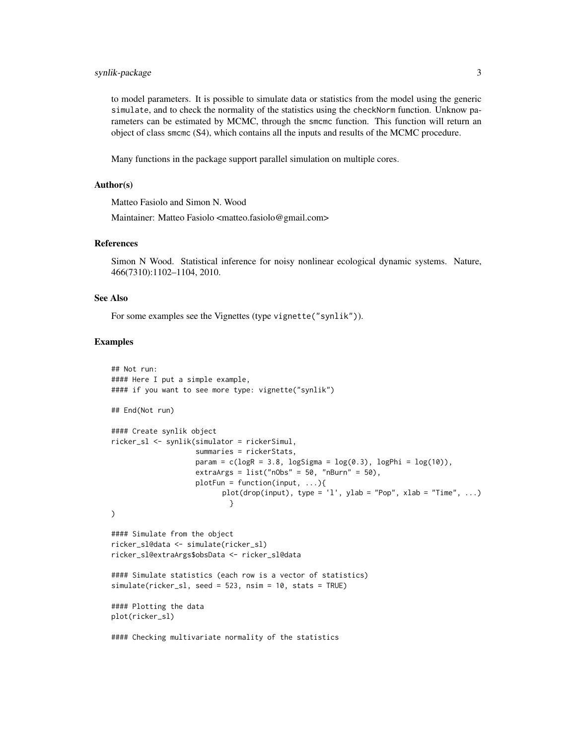to model parameters. It is possible to simulate data or statistics from the model using the generic simulate, and to check the normality of the statistics using the checkNorm function. Unknow parameters can be estimated by MCMC, through the smcmc function. This function will return an object of class smcmc (S4), which contains all the inputs and results of the MCMC procedure.

Many functions in the package support parallel simulation on multiple cores.

### Author(s)

Matteo Fasiolo and Simon N. Wood

Maintainer: Matteo Fasiolo <matteo.fasiolo@gmail.com>

### References

Simon N Wood. Statistical inference for noisy nonlinear ecological dynamic systems. Nature, 466(7310):1102–1104, 2010.

### See Also

For some examples see the Vignettes (type vignette("synlik")).

### Examples

```
## Not run:
#### Here I put a simple example,
#### if you want to see more type: vignette("synlik")

## End(Not run)

#### Create synlik object
ricker_sl <- synlik(simulator = rickerSimul,
                    summaries = rickerStats,
                    param = c(logR = 3.8, logSigma = log(0.3), logPhi = log(10)),
                    extraArgs = list("nObs" = 50, "nBurn" = 50),
                    plotFun = function(input, ...){
                          plot(drop(input), type = 'l', ylab = "Pop", xlab = "Time", ...)
                            }
)

#### Simulate from the object
ricker_sl@data <- simulate(ricker_sl)
ricker_sl@extraArgs$obsData <- ricker_sl@data

#### Simulate statistics (each row is a vector of statistics)
simulate(ricker_sl, seed = 523, nsim = 10, stats = TRUE)

#### Plotting the data
plot(ricker_sl)

#### Checking multivariate normality of the statistics
```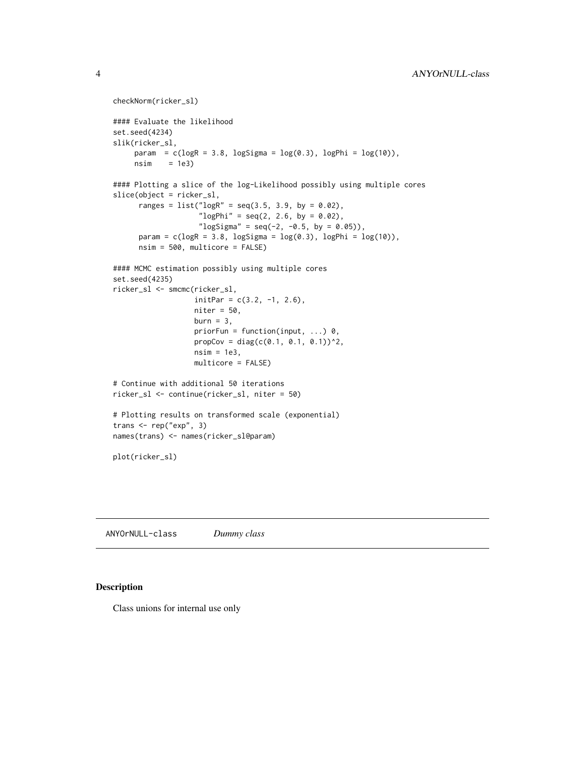```
checkNorm(ricker_sl)

#### Evaluate the likelihood
set.seed(4234)
slik(ricker_sl,
     param  = c(logR = 3.8, logSigma = log(0.3), logPhi = log(10)),
     nsim    = 1e3)

#### Plotting a slice of the log-Likelihood possibly using multiple cores
slice(object = ricker_sl,
      ranges = list("logR" = seq(3.5, 3.9, by = 0.02),
                    "logPhi" = seq(2, 2.6, by = 0.02),
                    "logSigma" = seq(-2, -0.5, by = 0.05)),
      param = c(logR = 3.8, logSigma = log(0.3), logPhi = log(10)),
      nsim = 500, multicore = FALSE)

#### MCMC estimation possibly using multiple cores
set.seed(4235)
ricker_sl <- smcmc(ricker_sl,
                   initPar = c(3.2, -1, 2.6),
                   niter = 50,
                   burn = 3,
                   priorFun = function(input, ...) 0,
                   propCov = diag(c(0.1, 0.1, 0.1))^2,
                   nsim = 1e3,
                   multicore = FALSE)

# Continue with additional 50 iterations
ricker_sl <- continue(ricker_sl, niter = 50)

# Plotting results on transformed scale (exponential)
trans <- rep("exp", 3)
names(trans) <- names(ricker_sl@param)

plot(ricker_sl)
```

## ANYOrNULL-class    *Dummy class*

### Description

Class unions for internal use only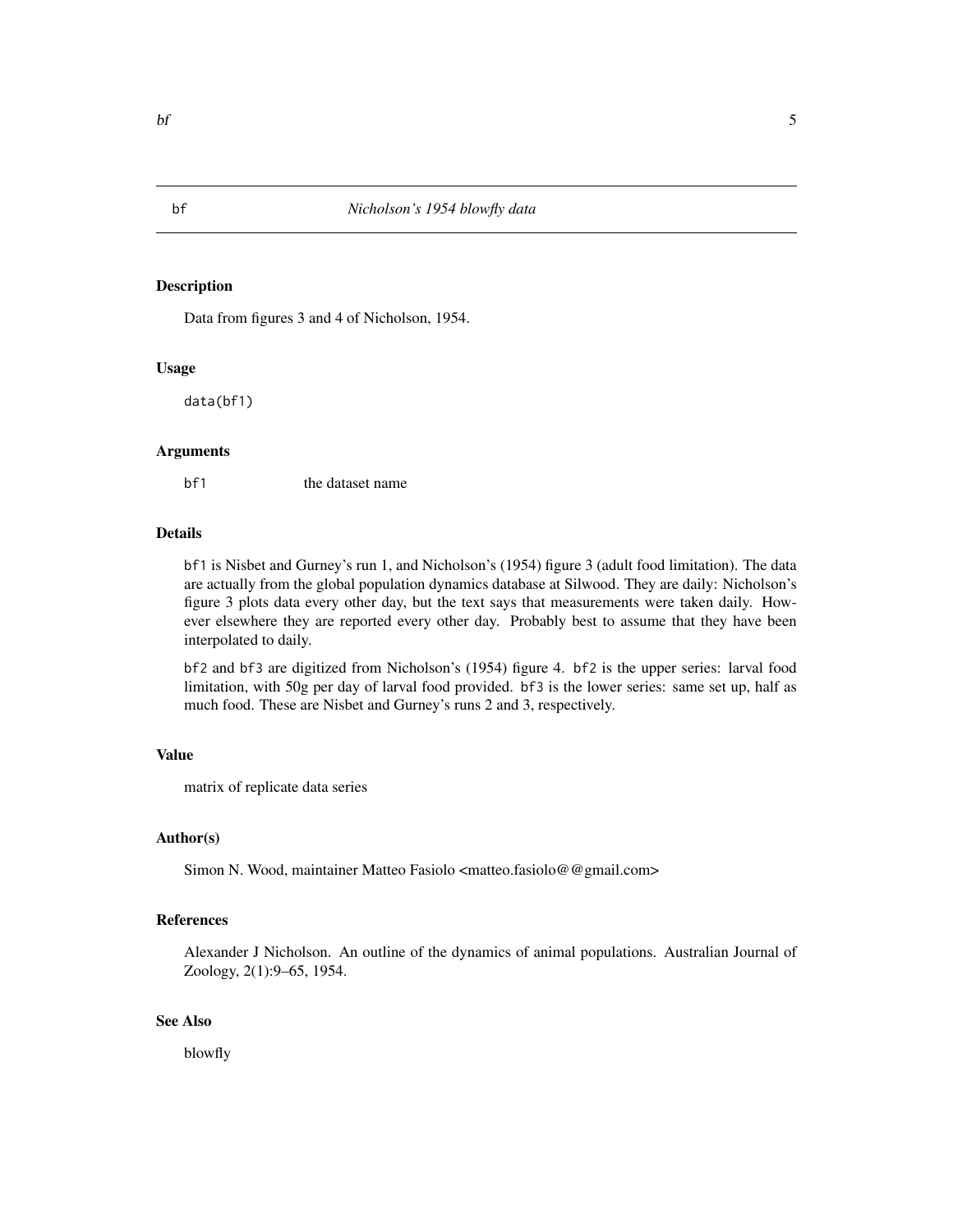# bf — *Nicholson's 1954 blowfly data*

## Description

Data from figures 3 and 4 of Nicholson, 1954.

## Usage

```
data(bf1)
```

## Arguments

| | |
|---|---|
| bf1 | the dataset name |

## Details

bf1 is Nisbet and Gurney's run 1, and Nicholson's (1954) figure 3 (adult food limitation). The data are actually from the global population dynamics database at Silwood. They are daily: Nicholson's figure 3 plots data every other day, but the text says that measurements were taken daily. However elsewhere they are reported every other day. Probably best to assume that they have been interpolated to daily.

bf2 and bf3 are digitized from Nicholson's (1954) figure 4. bf2 is the upper series: larval food limitation, with 50g per day of larval food provided. bf3 is the lower series: same set up, half as much food. These are Nisbet and Gurney's runs 2 and 3, respectively.

## Value

matrix of replicate data series

## Author(s)

Simon N. Wood, maintainer Matteo Fasiolo <matteo.fasiolo@@gmail.com>

## References

Alexander J Nicholson. An outline of the dynamics of animal populations. Australian Journal of Zoology, 2(1):9–65, 1954.

## See Also

blowfly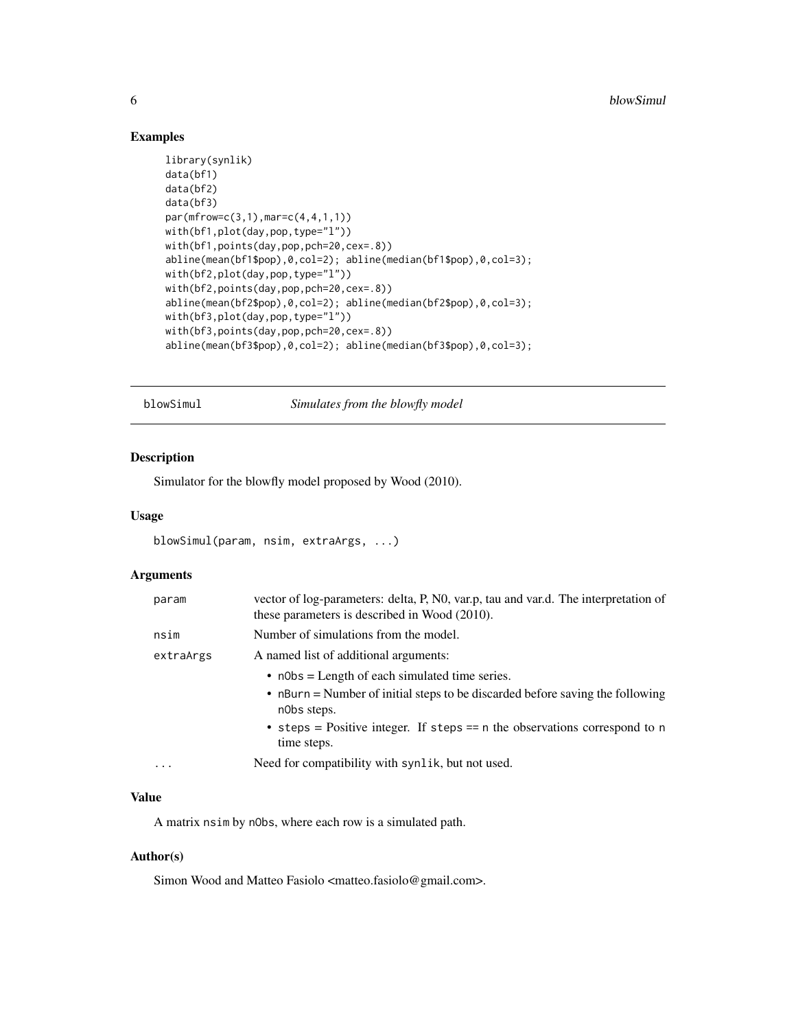### Examples

```
library(synlik)
data(bf1)
data(bf2)
data(bf3)
par(mfrow=c(3,1),mar=c(4,4,1,1))
with(bf1,plot(day,pop,type="l"))
with(bf1,points(day,pop,pch=20,cex=.8))
abline(mean(bf1$pop),0,col=2); abline(median(bf1$pop),0,col=3);
with(bf2,plot(day,pop,type="l"))
with(bf2,points(day,pop,pch=20,cex=.8))
abline(mean(bf2$pop),0,col=2); abline(median(bf2$pop),0,col=3);
with(bf3,plot(day,pop,type="l"))
with(bf3,points(day,pop,pch=20,cex=.8))
abline(mean(bf3$pop),0,col=2); abline(median(bf3$pop),0,col=3);
```

---

## blowSimul — *Simulates from the blowfly model*

### Description

Simulator for the blowfly model proposed by Wood (2010).

### Usage

```
blowSimul(param, nsim, extraArgs, ...)
```

### Arguments

| | |
|---|---|
| `param` | vector of log-parameters: delta, P, N0, var.p, tau and var.d. The interpretation of these parameters is described in Wood (2010). |
| `nsim` | Number of simulations from the model. |
| `extraArgs` | A named list of additional arguments: <br>• `nObs` = Length of each simulated time series. <br>• `nBurn` = Number of initial steps to be discarded before saving the following `nObs` steps. <br>• `steps` = Positive integer. If `steps == n` the observations correspond to `n` time steps. |
| `...` | Need for compatibility with `synlik`, but not used. |

### Value

A matrix `nsim` by `nObs`, where each row is a simulated path.

### Author(s)

Simon Wood and Matteo Fasiolo <matteo.fasiolo@gmail.com>.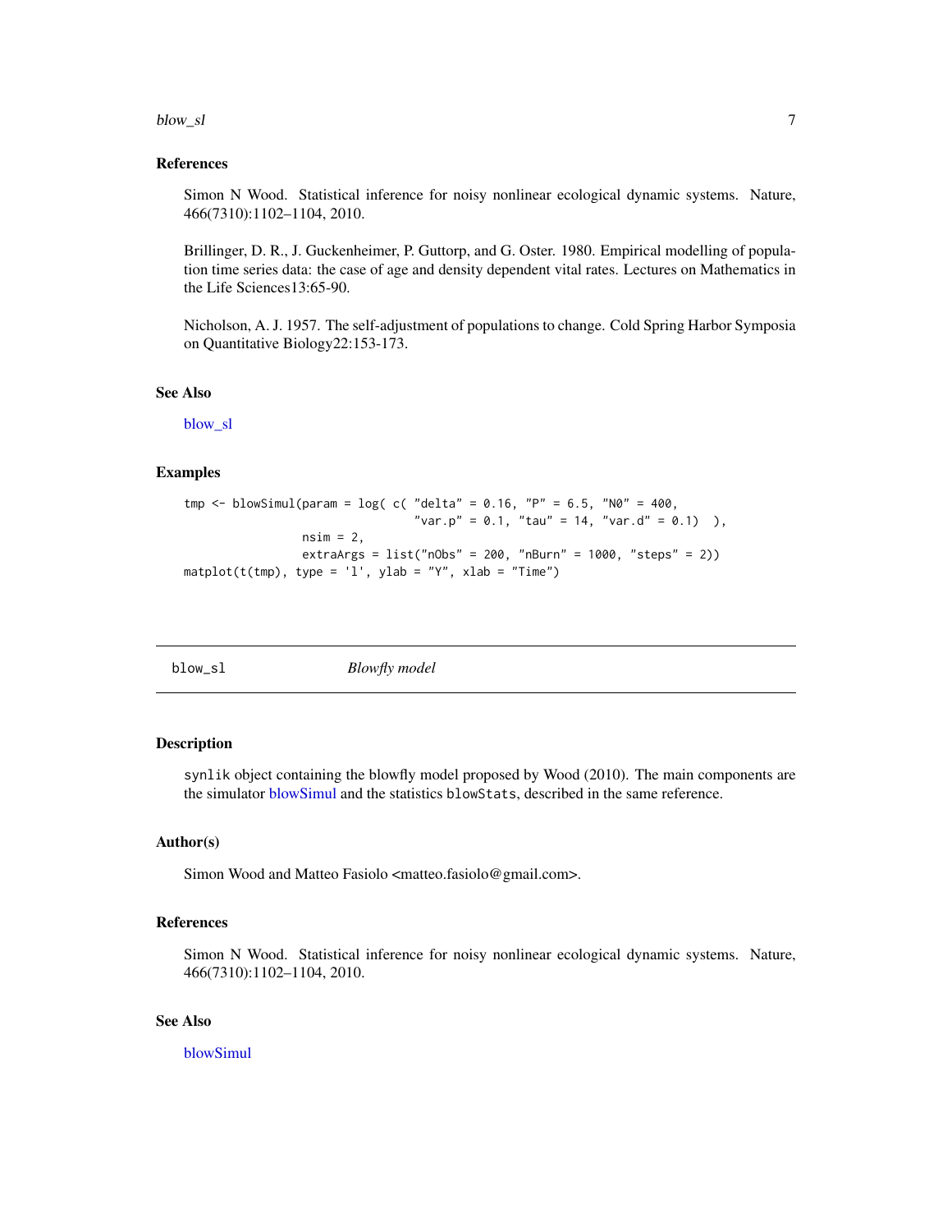### References

Simon N Wood. Statistical inference for noisy nonlinear ecological dynamic systems. Nature, 466(7310):1102–1104, 2010.

Brillinger, D. R., J. Guckenheimer, P. Guttorp, and G. Oster. 1980. Empirical modelling of population time series data: the case of age and density dependent vital rates. Lectures on Mathematics in the Life Sciences13:65-90.

Nicholson, A. J. 1957. The self-adjustment of populations to change. Cold Spring Harbor Symposia on Quantitative Biology22:153-173.

### See Also

blow_sl

### Examples

```
tmp <- blowSimul(param = log( c( "delta" = 0.16, "P" = 6.5, "N0" = 400,
                                 "var.p" = 0.1, "tau" = 14, "var.d" = 0.1)  ),
                 nsim = 2,
                 extraArgs = list("nObs" = 200, "nBurn" = 1000, "steps" = 2))
matplot(t(tmp), type = 'l', ylab = "Y", xlab = "Time")
```

---

## blow_sl *Blowfly model*

### Description

synlik object containing the blowfly model proposed by Wood (2010). The main components are the simulator blowSimul and the statistics blowStats, described in the same reference.

### Author(s)

Simon Wood and Matteo Fasiolo <matteo.fasiolo@gmail.com>.

### References

Simon N Wood. Statistical inference for noisy nonlinear ecological dynamic systems. Nature, 466(7310):1102–1104, 2010.

### See Also

blowSimul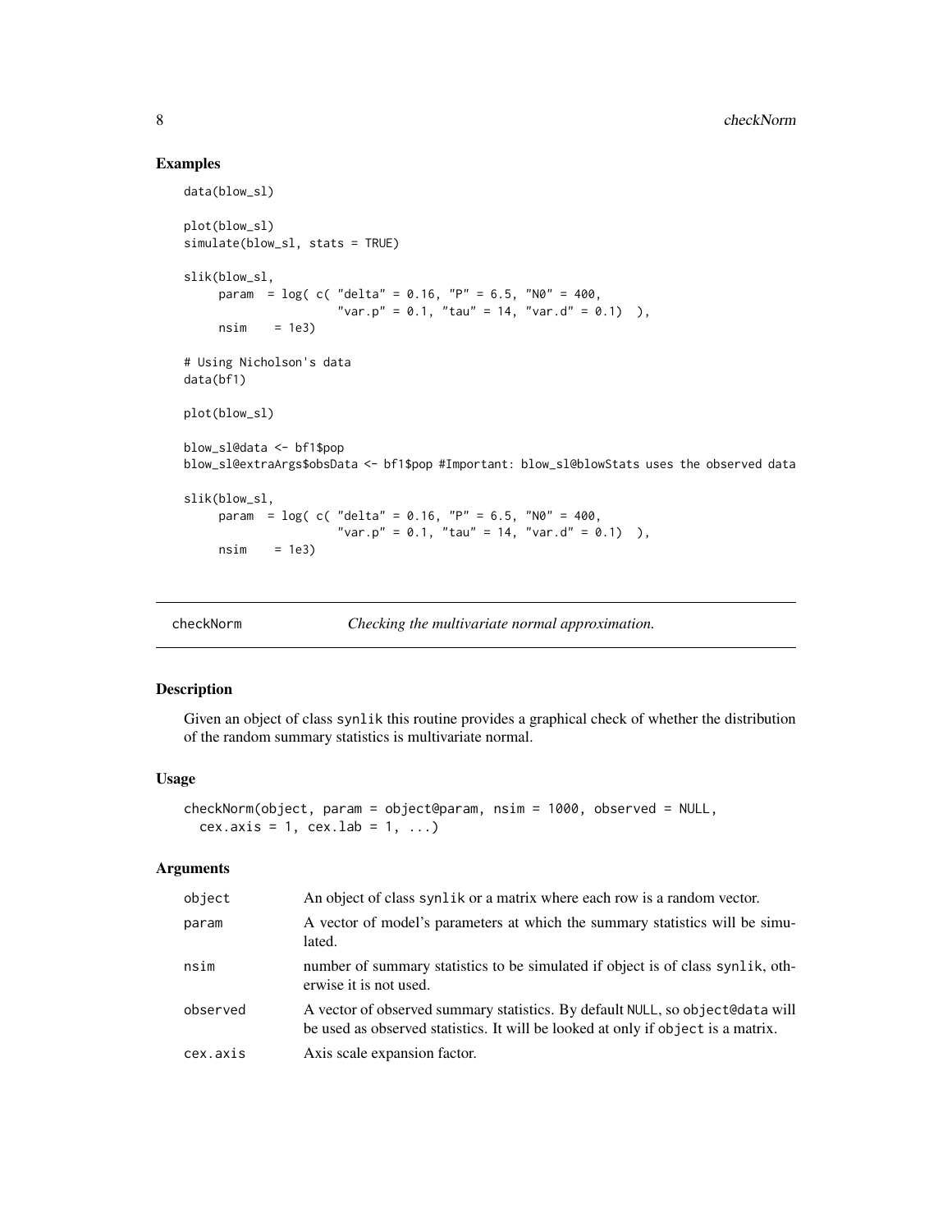## Examples

```
data(blow_sl)

plot(blow_sl)
simulate(blow_sl, stats = TRUE)

slik(blow_sl,
     param  = log( c( "delta" = 0.16, "P" = 6.5, "N0" = 400,
                     "var.p" = 0.1, "tau" = 14, "var.d" = 0.1)  ),
     nsim    = 1e3)

# Using Nicholson's data
data(bf1)

plot(blow_sl)

blow_sl@data <- bf1$pop
blow_sl@extraArgs$obsData <- bf1$pop #Important: blow_sl@blowStats uses the observed data

slik(blow_sl,
     param  = log( c( "delta" = 0.16, "P" = 6.5, "N0" = 400,
                     "var.p" = 0.1, "tau" = 14, "var.d" = 0.1)  ),
     nsim    = 1e3)
```

---

`checkNorm` *Checking the multivariate normal approximation.*

---

## Description

Given an object of class `synlik` this routine provides a graphical check of whether the distribution of the random summary statistics is multivariate normal.

## Usage

```
checkNorm(object, param = object@param, nsim = 1000, observed = NULL,
  cex.axis = 1, cex.lab = 1, ...)
```

## Arguments

| | |
|---|---|
| `object` | An object of class `synlik` or a matrix where each row is a random vector. |
| `param` | A vector of model's parameters at which the summary statistics will be simulated. |
| `nsim` | number of summary statistics to be simulated if object is of class `synlik`, otherwise it is not used. |
| `observed` | A vector of observed summary statistics. By default `NULL`, so `object@data` will be used as observed statistics. It will be looked at only if `object` is a matrix. |
| `cex.axis` | Axis scale expansion factor. |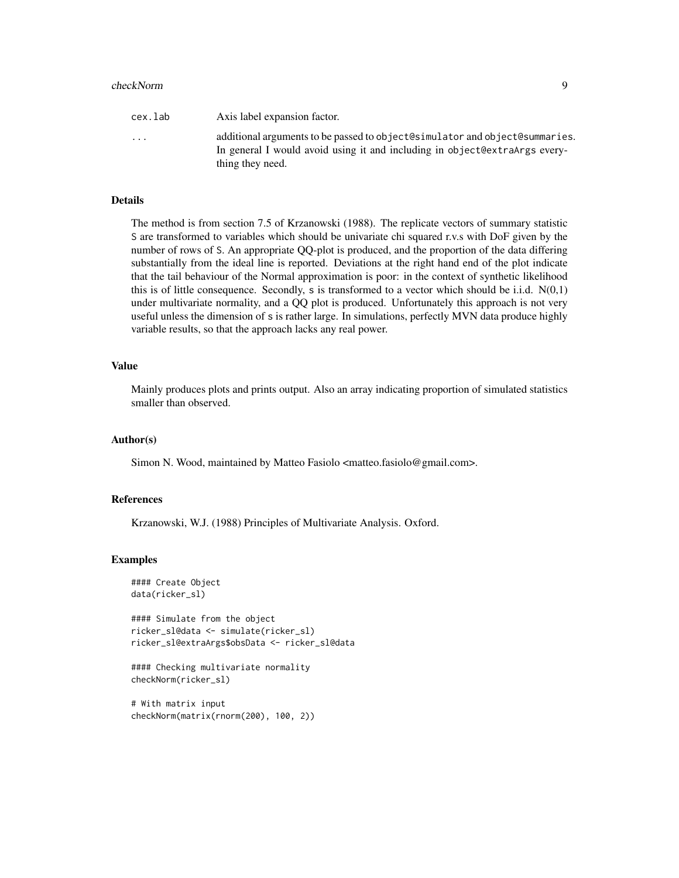| | |
|---|---|
| cex.lab | Axis label expansion factor. |
| ... | additional arguments to be passed to object@simulator and object@summaries. In general I would avoid using it and including in object@extraArgs everything they need. |

## Details

The method is from section 7.5 of Krzanowski (1988). The replicate vectors of summary statistic S are transformed to variables which should be univariate chi squared r.v.s with DoF given by the number of rows of S. An appropriate QQ-plot is produced, and the proportion of the data differing substantially from the ideal line is reported. Deviations at the right hand end of the plot indicate that the tail behaviour of the Normal approximation is poor: in the context of synthetic likelihood this is of little consequence. Secondly, s is transformed to a vector which should be i.i.d. N(0,1) under multivariate normality, and a QQ plot is produced. Unfortunately this approach is not very useful unless the dimension of s is rather large. In simulations, perfectly MVN data produce highly variable results, so that the approach lacks any real power.

## Value

Mainly produces plots and prints output. Also an array indicating proportion of simulated statistics smaller than observed.

## Author(s)

Simon N. Wood, maintained by Matteo Fasiolo <matteo.fasiolo@gmail.com>.

## References

Krzanowski, W.J. (1988) Principles of Multivariate Analysis. Oxford.

## Examples

```
#### Create Object
data(ricker_sl)

#### Simulate from the object
ricker_sl@data <- simulate(ricker_sl)
ricker_sl@extraArgs$obsData <- ricker_sl@data

#### Checking multivariate normality
checkNorm(ricker_sl)

# With matrix input
checkNorm(matrix(rnorm(200), 100, 2))
```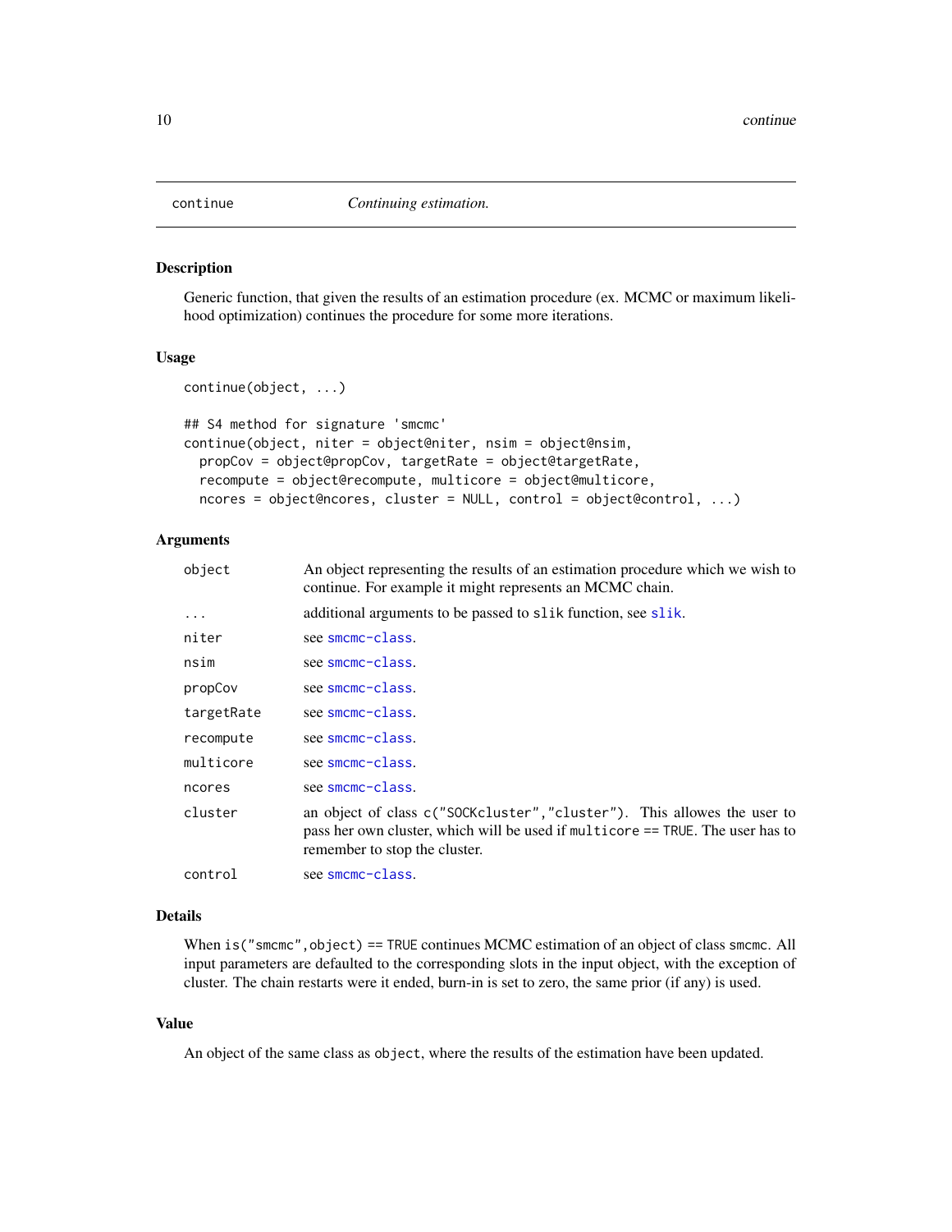continue *Continuing estimation.*

### Description

Generic function, that given the results of an estimation procedure (ex. MCMC or maximum likelihood optimization) continues the procedure for some more iterations.

### Usage

```
continue(object, ...)

## S4 method for signature 'smcmc'
continue(object, niter = object@niter, nsim = object@nsim,
  propCov = object@propCov, targetRate = object@targetRate,
  recompute = object@recompute, multicore = object@multicore,
  ncores = object@ncores, cluster = NULL, control = object@control, ...)
```

### Arguments

| | |
|---|---|
| `object` | An object representing the results of an estimation procedure which we wish to continue. For example it might represents an MCMC chain. |
| `...` | additional arguments to be passed to `slik` function, see `slik`. |
| `niter` | see `smcmc-class`. |
| `nsim` | see `smcmc-class`. |
| `propCov` | see `smcmc-class`. |
| `targetRate` | see `smcmc-class`. |
| `recompute` | see `smcmc-class`. |
| `multicore` | see `smcmc-class`. |
| `ncores` | see `smcmc-class`. |
| `cluster` | an object of class `c("SOCKcluster","cluster")`. This allowes the user to pass her own cluster, which will be used if `multicore == TRUE`. The user has to remember to stop the cluster. |
| `control` | see `smcmc-class`. |

### Details

When `is("smcmc",object) == TRUE` continues MCMC estimation of an object of class `smcmc`. All input parameters are defaulted to the corresponding slots in the input object, with the exception of cluster. The chain restarts were it ended, burn-in is set to zero, the same prior (if any) is used.

### Value

An object of the same class as `object`, where the results of the estimation have been updated.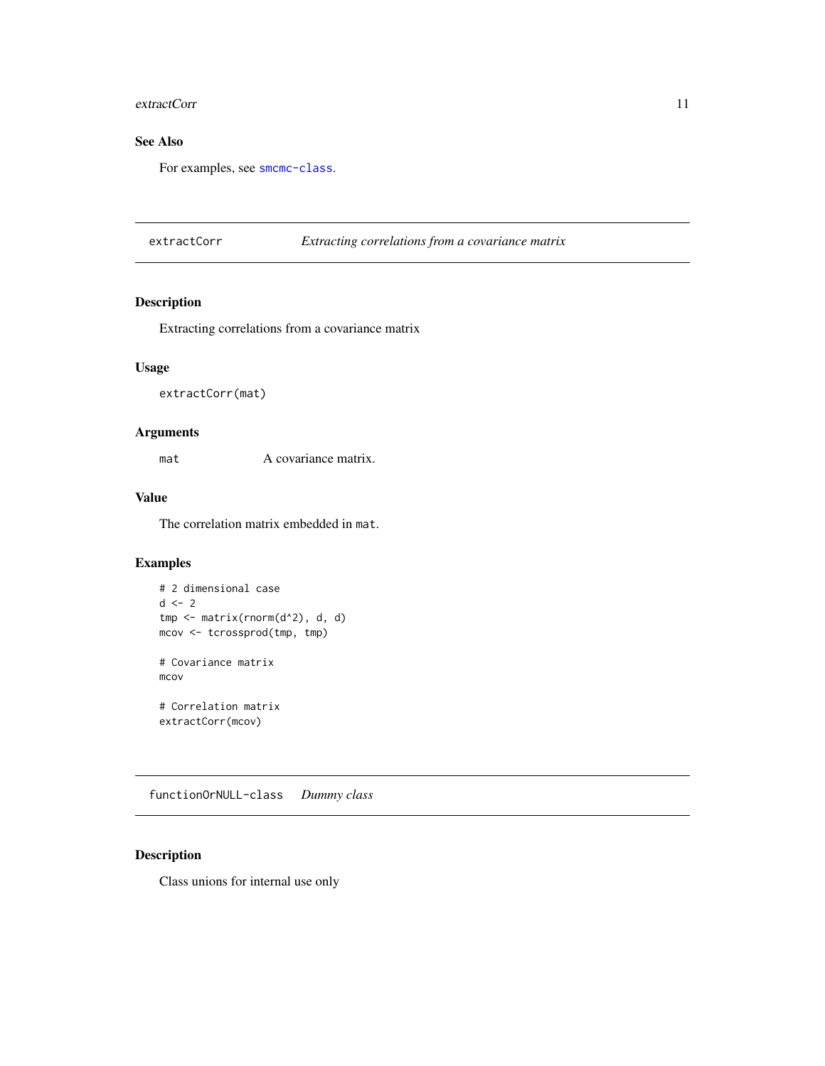## See Also

For examples, see `smcmc-class`.

---

## extractCorr — *Extracting correlations from a covariance matrix*

### Description

Extracting correlations from a covariance matrix

### Usage

```
extractCorr(mat)
```

### Arguments

| | |
|---|---|
| `mat` | A covariance matrix. |

### Value

The correlation matrix embedded in `mat`.

### Examples

```
# 2 dimensional case
d <- 2
tmp <- matrix(rnorm(d^2), d, d)
mcov <- tcrossprod(tmp, tmp)

# Covariance matrix
mcov

# Correlation matrix
extractCorr(mcov)
```

---

## functionOrNULL-class — *Dummy class*

### Description

Class unions for internal use only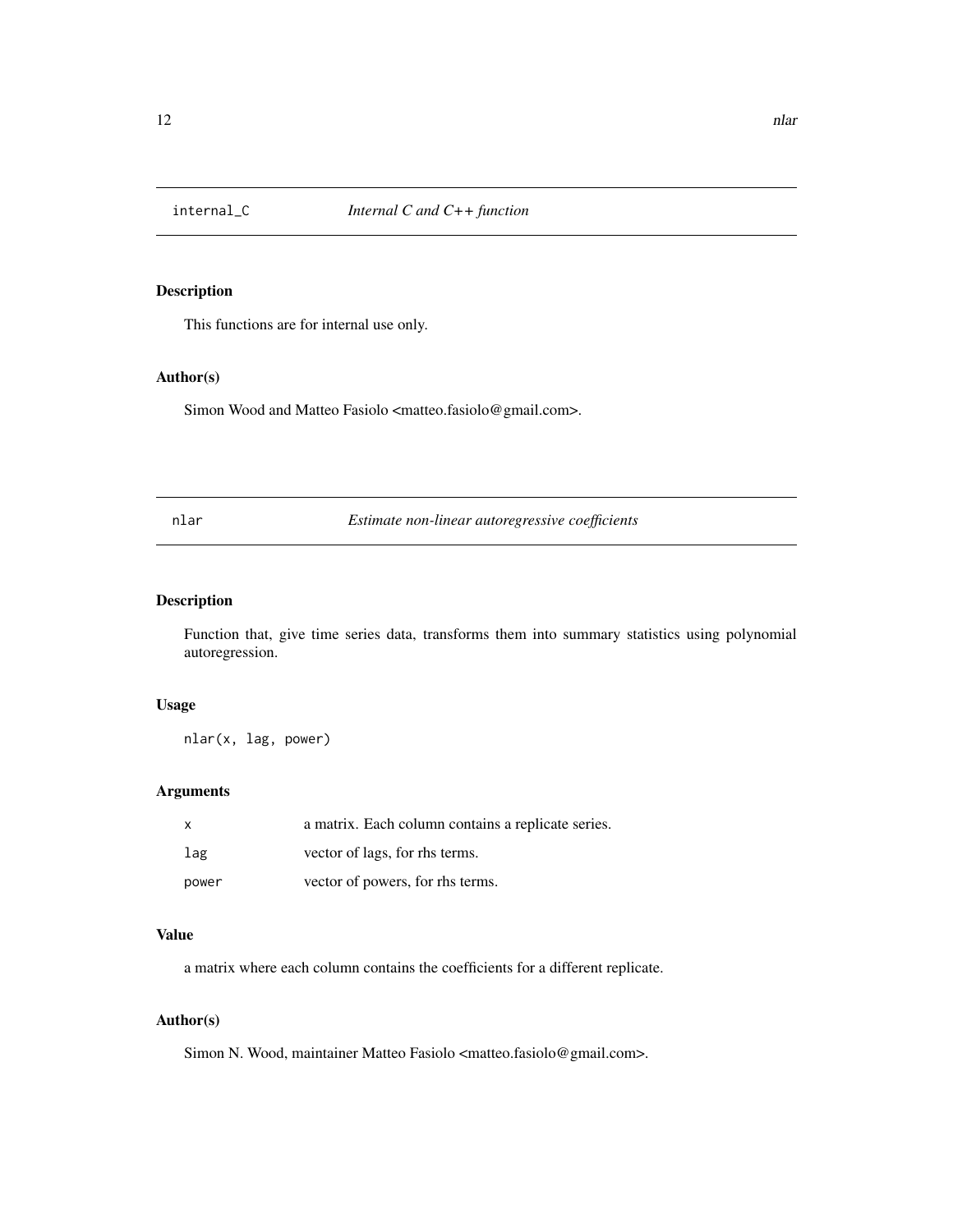## internal_C — *Internal C and C++ function*

### Description

This functions are for internal use only.

### Author(s)

Simon Wood and Matteo Fasiolo <matteo.fasiolo@gmail.com>.

## nlar — *Estimate non-linear autoregressive coefficients*

### Description

Function that, give time series data, transforms them into summary statistics using polynomial autoregression.

### Usage

```
nlar(x, lag, power)
```

### Arguments

| | |
|---|---|
| x | a matrix. Each column contains a replicate series. |
| lag | vector of lags, for rhs terms. |
| power | vector of powers, for rhs terms. |

### Value

a matrix where each column contains the coefficients for a different replicate.

### Author(s)

Simon N. Wood, maintainer Matteo Fasiolo <matteo.fasiolo@gmail.com>.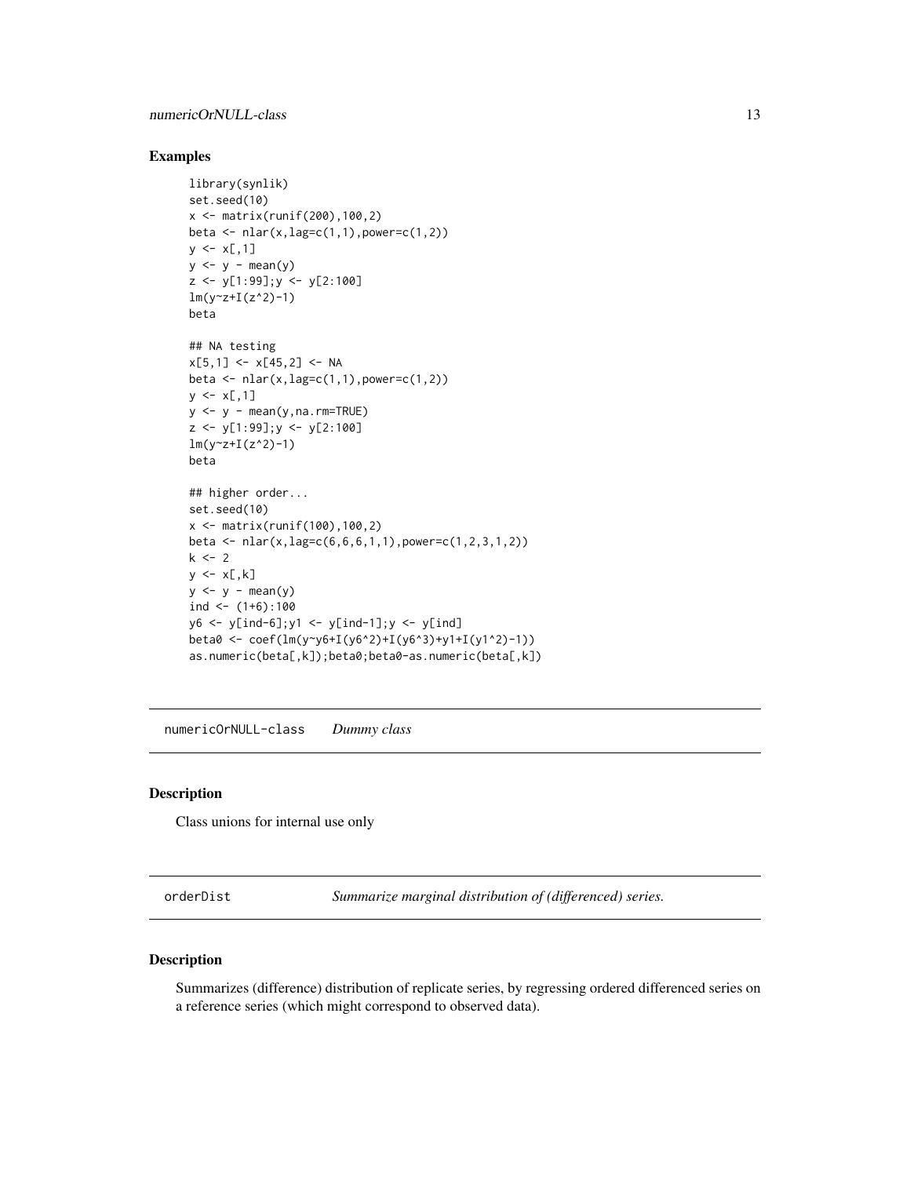### Examples

```
library(synlik)
set.seed(10)
x <- matrix(runif(200),100,2)
beta <- nlar(x,lag=c(1,1),power=c(1,2))
y <- x[,1]
y <- y - mean(y)
z <- y[1:99];y <- y[2:100]
lm(y~z+I(z^2)-1)
beta

## NA testing
x[5,1] <- x[45,2] <- NA
beta <- nlar(x,lag=c(1,1),power=c(1,2))
y <- x[,1]
y <- y - mean(y,na.rm=TRUE)
z <- y[1:99];y <- y[2:100]
lm(y~z+I(z^2)-1)
beta

## higher order...
set.seed(10)
x <- matrix(runif(100),100,2)
beta <- nlar(x,lag=c(6,6,6,1,1),power=c(1,2,3,1,2))
k <- 2
y <- x[,k]
y <- y - mean(y)
ind <- (1+6):100
y6 <- y[ind-6];y1 <- y[ind-1];y <- y[ind]
beta0 <- coef(lm(y~y6+I(y6^2)+I(y6^3)+y1+I(y1^2)-1))
as.numeric(beta[,k]);beta0;beta0-as.numeric(beta[,k])
```

---

## numericOrNULL-class    *Dummy class*

### Description

Class unions for internal use only

---

## orderDist    *Summarize marginal distribution of (differenced) series.*

### Description

Summarizes (difference) distribution of replicate series, by regressing ordered differenced series on a reference series (which might correspond to observed data).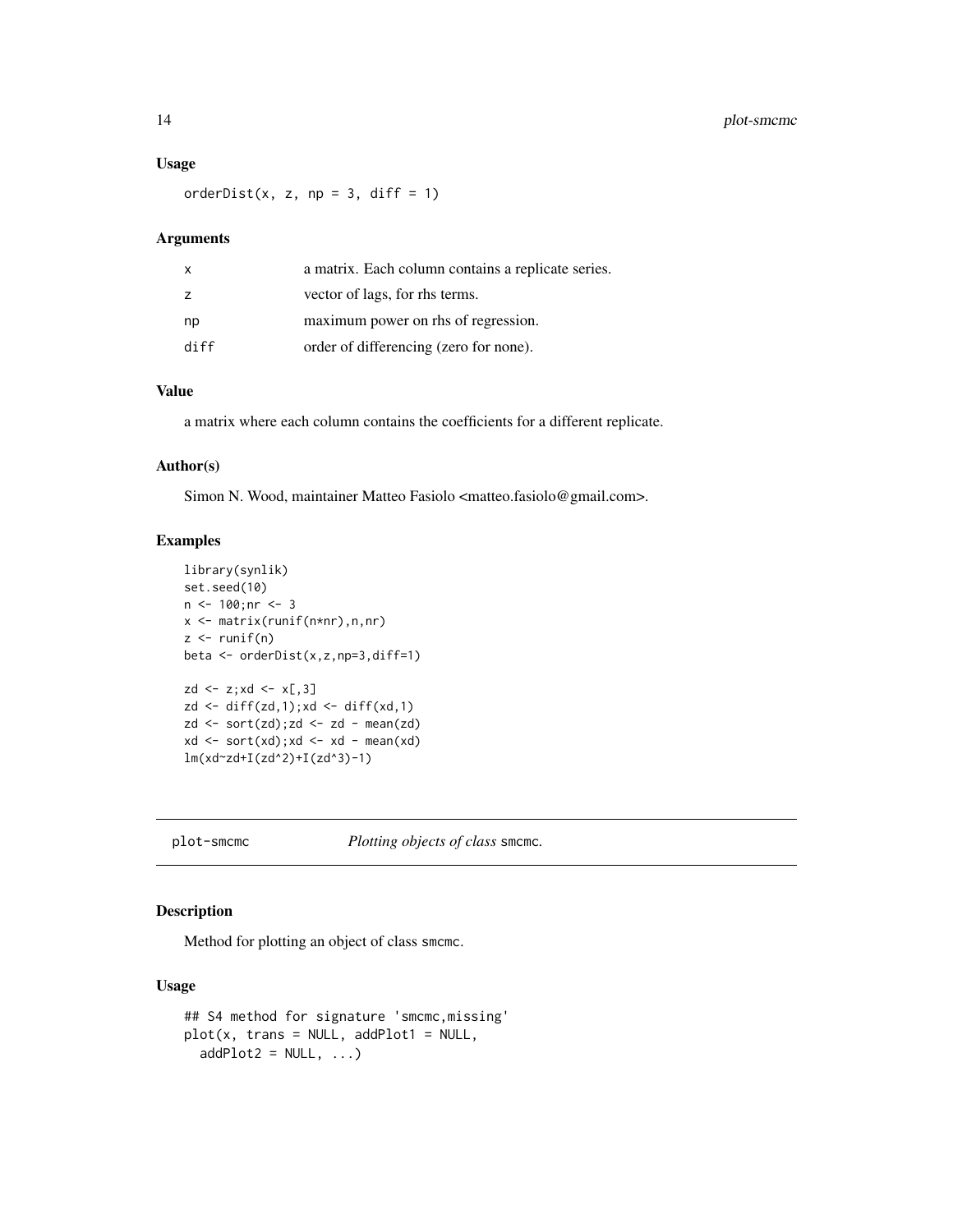### Usage

```
orderDist(x, z, np = 3, diff = 1)
```

### Arguments

| | |
|---|---|
| x | a matrix. Each column contains a replicate series. |
| z | vector of lags, for rhs terms. |
| np | maximum power on rhs of regression. |
| diff | order of differencing (zero for none). |

### Value

a matrix where each column contains the coefficients for a different replicate.

### Author(s)

Simon N. Wood, maintainer Matteo Fasiolo <matteo.fasiolo@gmail.com>.

### Examples

```
library(synlik)
set.seed(10)
n <- 100;nr <- 3
x <- matrix(runif(n*nr),n,nr)
z <- runif(n)
beta <- orderDist(x,z,np=3,diff=1)

zd <- z;xd <- x[,3]
zd <- diff(zd,1);xd <- diff(xd,1)
zd <- sort(zd);zd <- zd - mean(zd)
xd <- sort(xd);xd <- xd - mean(xd)
lm(xd~zd+I(zd^2)+I(zd^3)-1)
```

---

## plot-smcmc *Plotting objects of class* smcmc.

---

### Description

Method for plotting an object of class smcmc.

### Usage

```
## S4 method for signature 'smcmc,missing'
plot(x, trans = NULL, addPlot1 = NULL,
  addPlot2 = NULL, ...)
```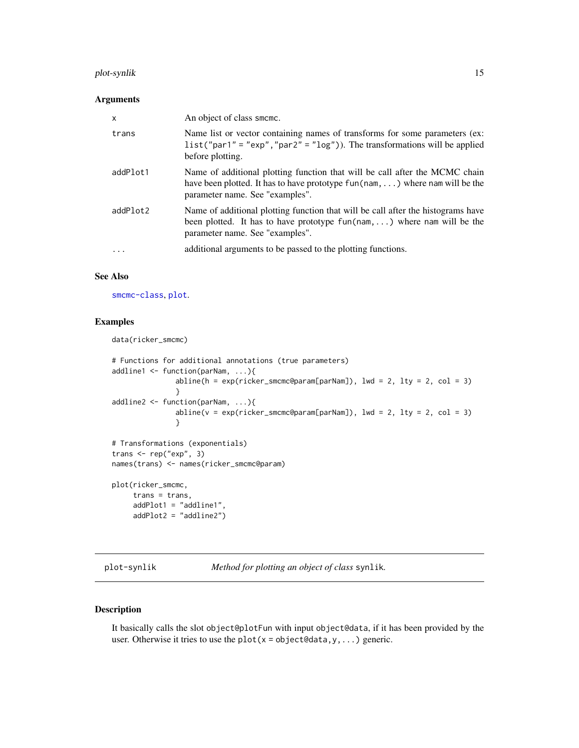### Arguments

| | |
|---|---|
| x | An object of class smcmc. |
| trans | Name list or vector containing names of transforms for some parameters (ex: `list("par1" = "exp","par2" = "log")`). The transformations will be applied before plotting. |
| addPlot1 | Name of additional plotting function that will be call after the MCMC chain have been plotted. It has to have prototype `fun(nam,...)` where nam will be the parameter name. See "examples". |
| addPlot2 | Name of additional plotting function that will be call after the histograms have been plotted. It has to have prototype `fun(nam,...)` where nam will be the parameter name. See "examples". |
| ... | additional arguments to be passed to the plotting functions. |

### See Also

smcmc-class, plot.

### Examples

```
data(ricker_smcmc)

# Functions for additional annotations (true parameters)
addline1 <- function(parNam, ...){
               abline(h = exp(ricker_smcmc@param[parNam]), lwd = 2, lty = 2, col = 3)
               }
addline2 <- function(parNam, ...){
               abline(v = exp(ricker_smcmc@param[parNam]), lwd = 2, lty = 2, col = 3)
               }

# Transformations (exponentials)
trans <- rep("exp", 3)
names(trans) <- names(ricker_smcmc@param)

plot(ricker_smcmc,
     trans = trans,
     addPlot1 = "addline1",
     addPlot2 = "addline2")
```

## plot-synlik — *Method for plotting an object of class* synlik.

### Description

It basically calls the slot object@plotFun with input object@data, if it has been provided by the user. Otherwise it tries to use the `plot(x = object@data,y,...)` generic.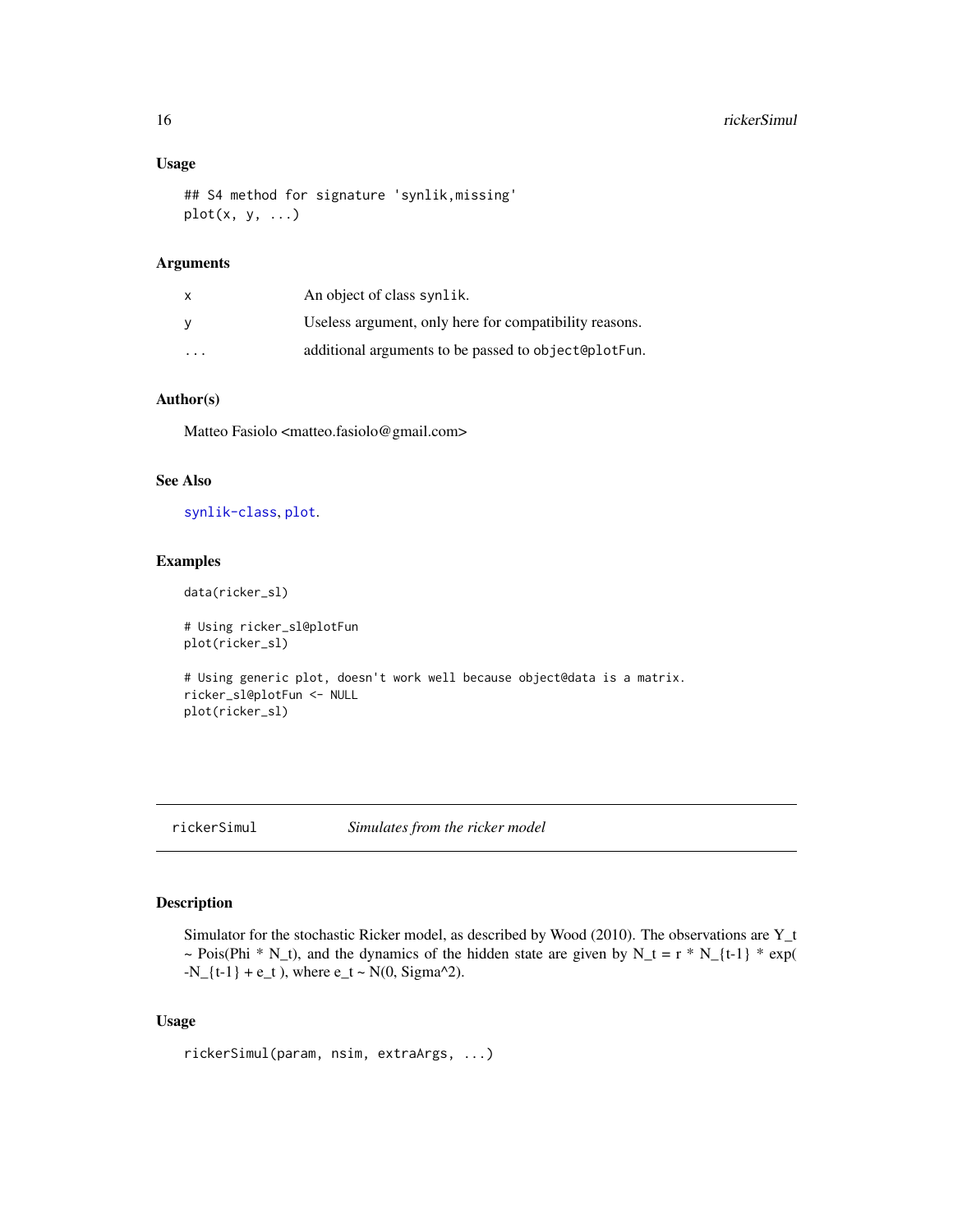### Usage

```
## S4 method for signature 'synlik,missing'
plot(x, y, ...)
```

### Arguments

| | |
|---|---|
| x | An object of class synlik. |
| y | Useless argument, only here for compatibility reasons. |
| ... | additional arguments to be passed to object@plotFun. |

### Author(s)

Matteo Fasiolo <matteo.fasiolo@gmail.com>

### See Also

synlik-class, plot.

### Examples

```
data(ricker_sl)

# Using ricker_sl@plotFun
plot(ricker_sl)

# Using generic plot, doesn't work well because object@data is a matrix.
ricker_sl@plotFun <- NULL
plot(ricker_sl)
```

---

## rickerSimul *Simulates from the ricker model*

### Description

Simulator for the stochastic Ricker model, as described by Wood (2010). The observations are Y_t ~ Pois(Phi * N_t), and the dynamics of the hidden state are given by N_t = r * N_{t-1} * exp( -N_{t-1} + e_t ), where e_t ~ N(0, Sigma^2).

### Usage

```
rickerSimul(param, nsim, extraArgs, ...)
```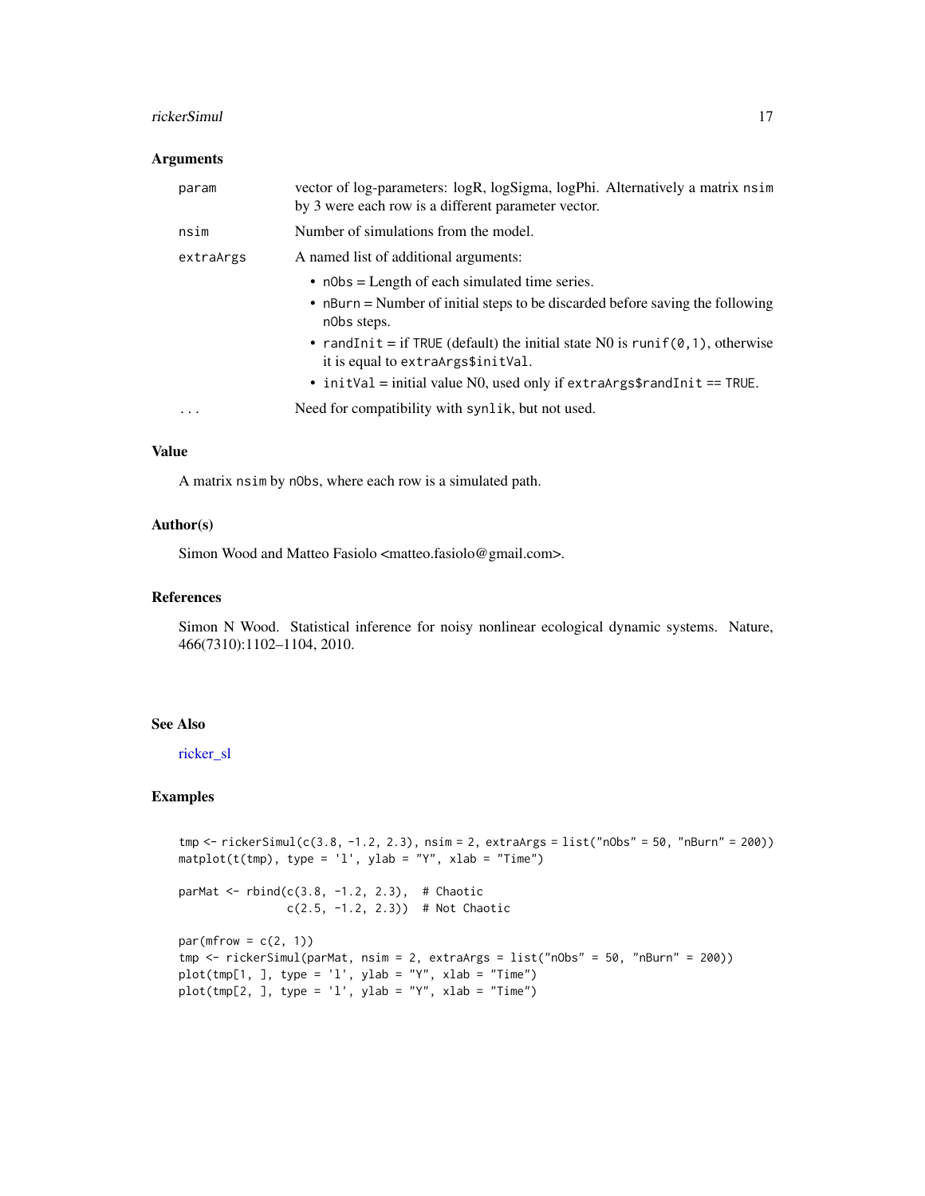### Arguments

| | |
|---|---|
| `param` | vector of log-parameters: logR, logSigma, logPhi. Alternatively a matrix `nsim` by 3 were each row is a different parameter vector. |
| `nsim` | Number of simulations from the model. |
| `extraArgs` | A named list of additional arguments:<br>• `nObs` = Length of each simulated time series.<br>• `nBurn` = Number of initial steps to be discarded before saving the following `nObs` steps.<br>• `randInit` = if `TRUE` (default) the initial state N0 is `runif(0,1)`, otherwise it is equal to `extraArgs$initVal`.<br>• `initVal` = initial value N0, used only if `extraArgs$randInit == TRUE`. |
| `...` | Need for compatibility with `synlik`, but not used. |

### Value

A matrix `nsim` by `nObs`, where each row is a simulated path.

### Author(s)

Simon Wood and Matteo Fasiolo <matteo.fasiolo@gmail.com>.

### References

Simon N Wood. Statistical inference for noisy nonlinear ecological dynamic systems. Nature, 466(7310):1102–1104, 2010.

### See Also

ricker_sl

### Examples

```
tmp <- rickerSimul(c(3.8, -1.2, 2.3), nsim = 2, extraArgs = list("nObs" = 50, "nBurn" = 200))
matplot(t(tmp), type = 'l', ylab = "Y", xlab = "Time")

parMat <- rbind(c(3.8, -1.2, 2.3),  # Chaotic
                c(2.5, -1.2, 2.3))  # Not Chaotic

par(mfrow = c(2, 1))
tmp <- rickerSimul(parMat, nsim = 2, extraArgs = list("nObs" = 50, "nBurn" = 200))
plot(tmp[1, ], type = 'l', ylab = "Y", xlab = "Time")
plot(tmp[2, ], type = 'l', ylab = "Y", xlab = "Time")
```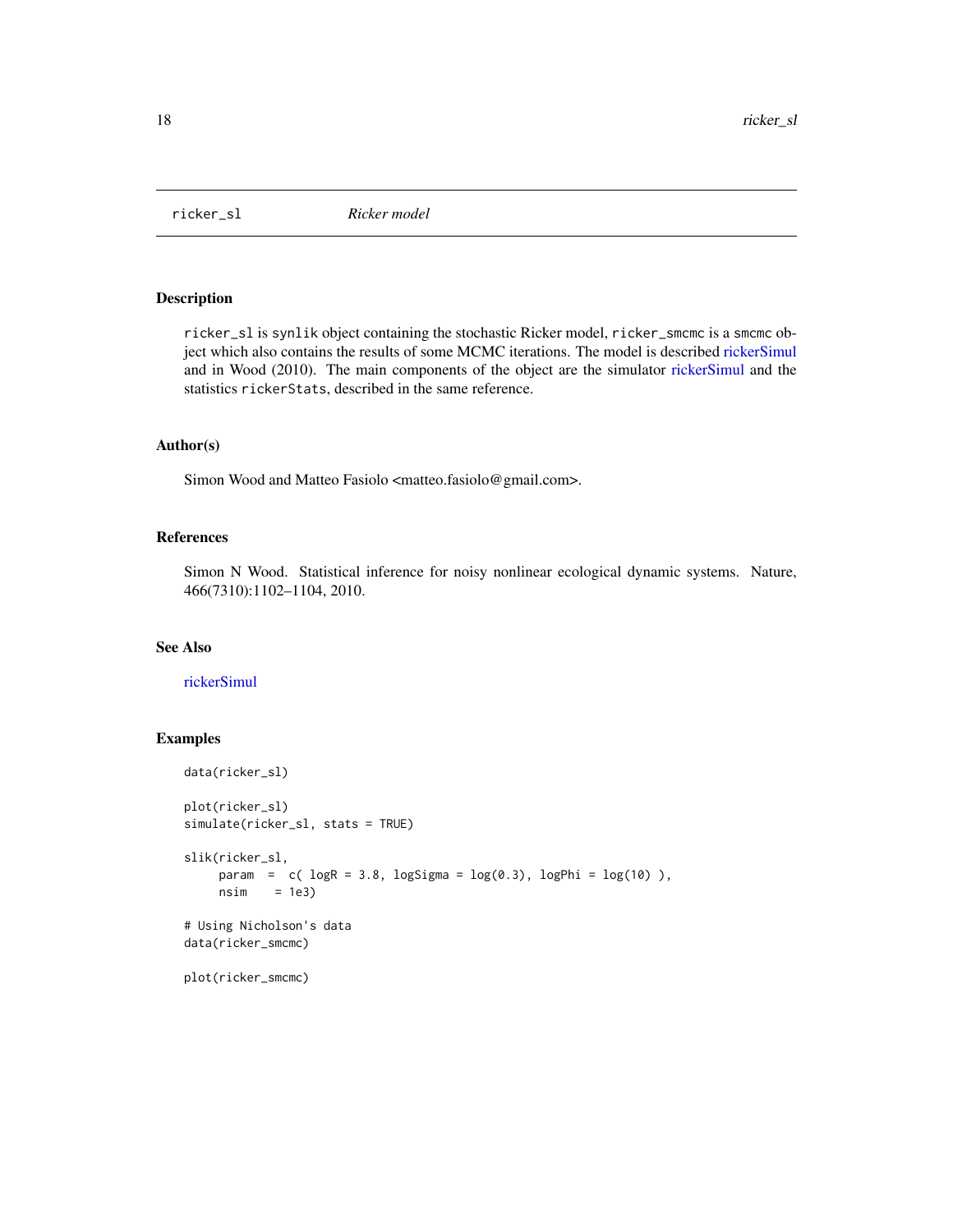# ricker_sl *Ricker model*

## Description

ricker_sl is synlik object containing the stochastic Ricker model, ricker_smcmc is a smcmc object which also contains the results of some MCMC iterations. The model is described rickerSimul and in Wood (2010). The main components of the object are the simulator rickerSimul and the statistics rickerStats, described in the same reference.

## Author(s)

Simon Wood and Matteo Fasiolo <matteo.fasiolo@gmail.com>.

## References

Simon N Wood. Statistical inference for noisy nonlinear ecological dynamic systems. Nature, 466(7310):1102–1104, 2010.

## See Also

rickerSimul

## Examples

```
data(ricker_sl)

plot(ricker_sl)
simulate(ricker_sl, stats = TRUE)

slik(ricker_sl,
     param  =  c( logR = 3.8, logSigma = log(0.3), logPhi = log(10) ),
     nsim    = 1e3)

# Using Nicholson's data
data(ricker_smcmc)

plot(ricker_smcmc)
```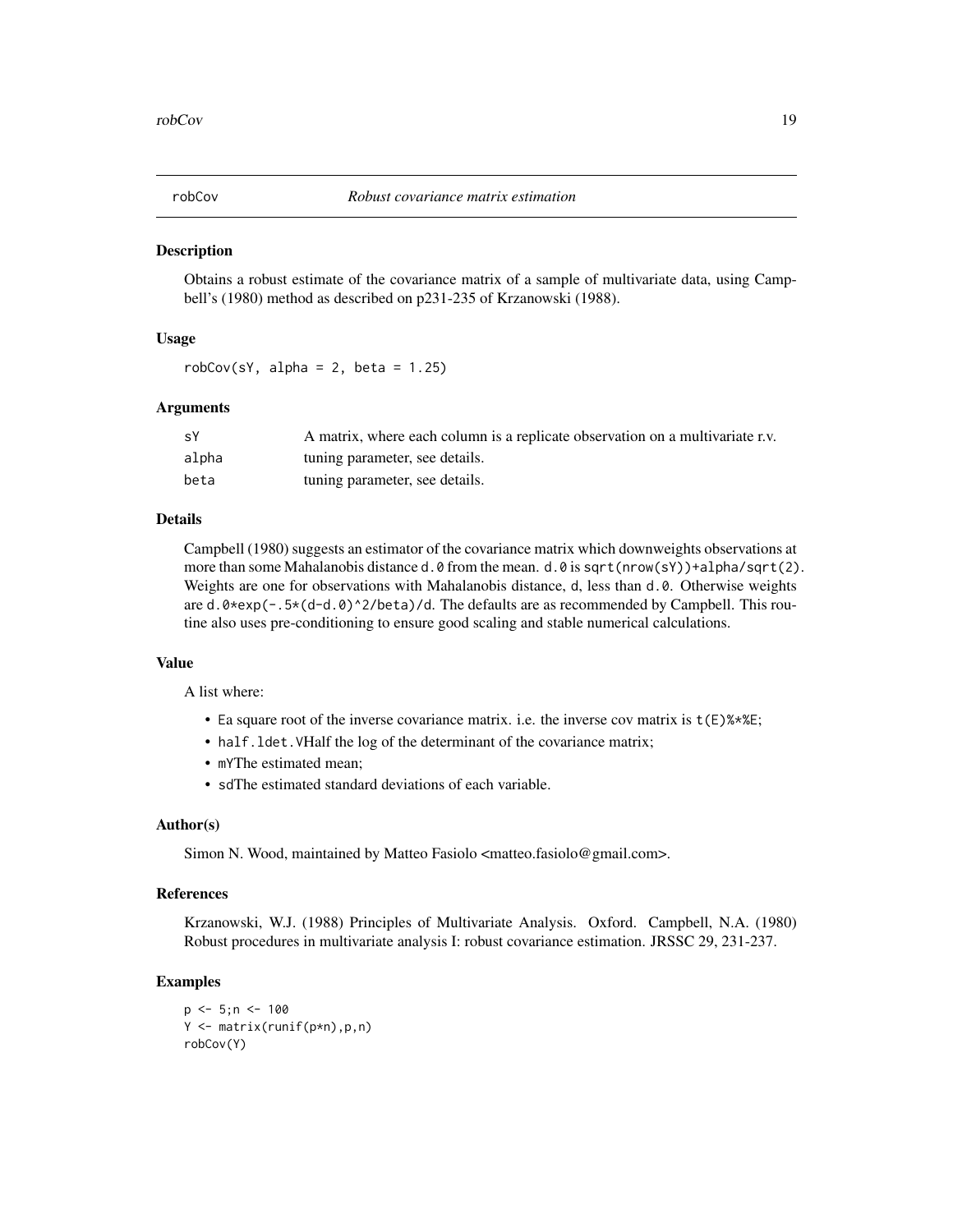robCov *Robust covariance matrix estimation*

## Description

Obtains a robust estimate of the covariance matrix of a sample of multivariate data, using Campbell's (1980) method as described on p231-235 of Krzanowski (1988).

## Usage

```
robCov(sY, alpha = 2, beta = 1.25)
```

## Arguments

| | |
|---|---|
| sY | A matrix, where each column is a replicate observation on a multivariate r.v. |
| alpha | tuning parameter, see details. |
| beta | tuning parameter, see details. |

## Details

Campbell (1980) suggests an estimator of the covariance matrix which downweights observations at more than some Mahalanobis distance `d.0` from the mean. `d.0` is `sqrt(nrow(sY))+alpha/sqrt(2)`. Weights are one for observations with Mahalanobis distance, `d`, less than `d.0`. Otherwise weights are `d.0*exp(-.5*(d-d.0)^2/beta)/d`. The defaults are as recommended by Campbell. This routine also uses pre-conditioning to ensure good scaling and stable numerical calculations.

## Value

A list where:

- `E`a square root of the inverse covariance matrix. i.e. the inverse cov matrix is `t(E)%*%E`;
- `half.ldet.V`Half the log of the determinant of the covariance matrix;
- `mY`The estimated mean;
- `sd`The estimated standard deviations of each variable.

## Author(s)

Simon N. Wood, maintained by Matteo Fasiolo <matteo.fasiolo@gmail.com>.

## References

Krzanowski, W.J. (1988) Principles of Multivariate Analysis. Oxford. Campbell, N.A. (1980) Robust procedures in multivariate analysis I: robust covariance estimation. JRSSC 29, 231-237.

## Examples

```
p <- 5;n <- 100
Y <- matrix(runif(p*n),p,n)
robCov(Y)
```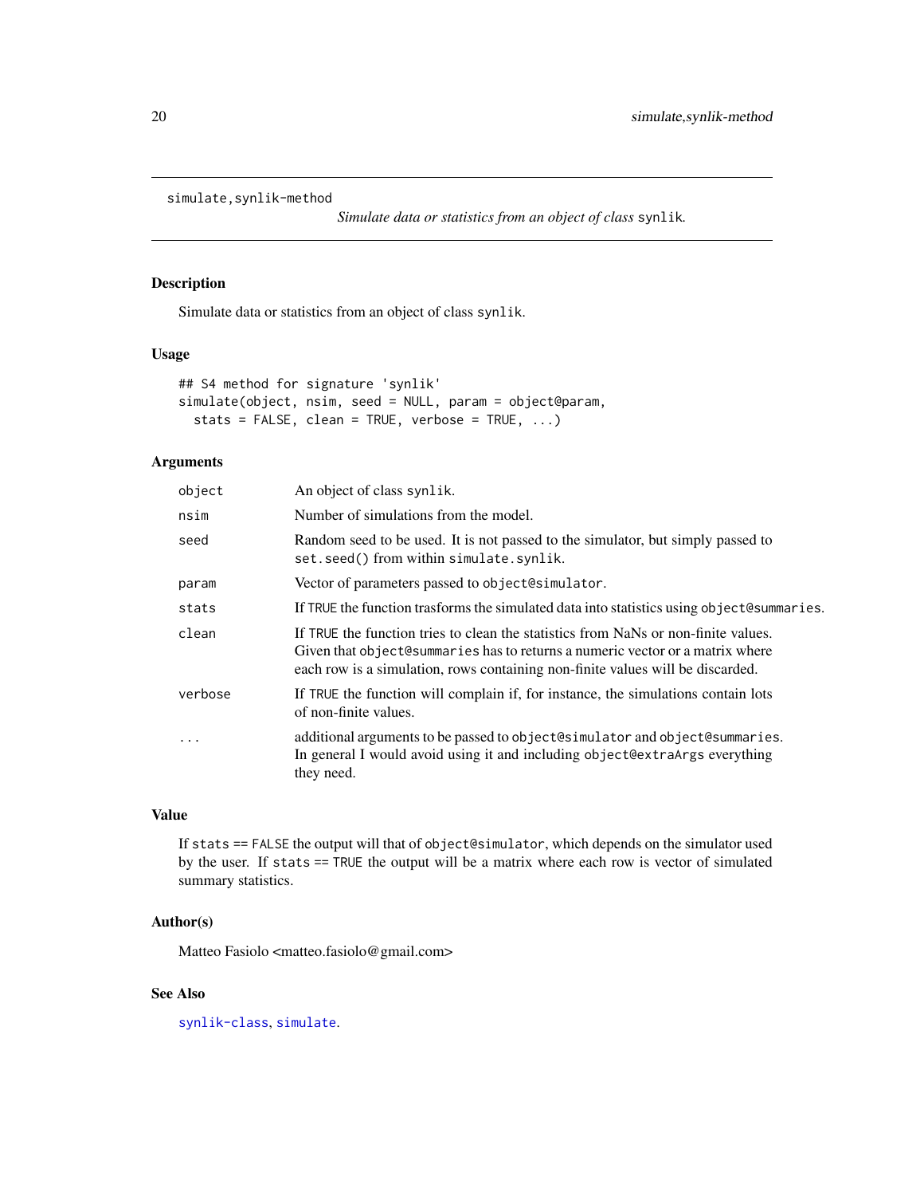simulate,synlik-method

*Simulate data or statistics from an object of class* `synlik`*.*

## Description

Simulate data or statistics from an object of class synlik.

## Usage

```
## S4 method for signature 'synlik'
simulate(object, nsim, seed = NULL, param = object@param,
  stats = FALSE, clean = TRUE, verbose = TRUE, ...)
```

## Arguments

| | |
|---|---|
| object | An object of class synlik. |
| nsim | Number of simulations from the model. |
| seed | Random seed to be used. It is not passed to the simulator, but simply passed to set.seed() from within simulate.synlik. |
| param | Vector of parameters passed to object@simulator. |
| stats | If TRUE the function trasforms the simulated data into statistics using object@summaries. |
| clean | If TRUE the function tries to clean the statistics from NaNs or non-finite values. Given that object@summaries has to returns a numeric vector or a matrix where each row is a simulation, rows containing non-finite values will be discarded. |
| verbose | If TRUE the function will complain if, for instance, the simulations contain lots of non-finite values. |
| ... | additional arguments to be passed to object@simulator and object@summaries. In general I would avoid using it and including object@extraArgs everything they need. |

## Value

If stats == FALSE the output will that of object@simulator, which depends on the simulator used by the user. If stats == TRUE the output will be a matrix where each row is vector of simulated summary statistics.

## Author(s)

Matteo Fasiolo <matteo.fasiolo@gmail.com>

## See Also

synlik-class, simulate.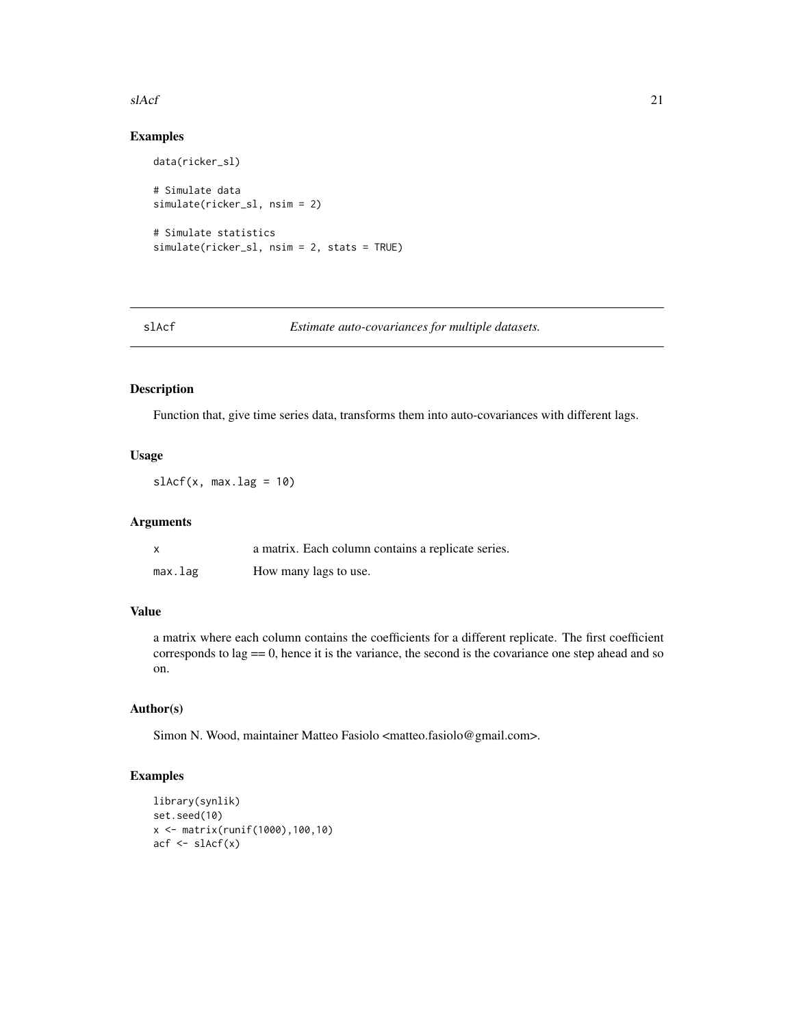## Examples

```
data(ricker_sl)

# Simulate data
simulate(ricker_sl, nsim = 2)

# Simulate statistics
simulate(ricker_sl, nsim = 2, stats = TRUE)
```

---

# slAcf — *Estimate auto-covariances for multiple datasets.*

---

## Description

Function that, give time series data, transforms them into auto-covariances with different lags.

## Usage

```
slAcf(x, max.lag = 10)
```

## Arguments

| | |
|---|---|
| x | a matrix. Each column contains a replicate series. |
| max.lag | How many lags to use. |

## Value

a matrix where each column contains the coefficients for a different replicate. The first coefficient corresponds to lag == 0, hence it is the variance, the second is the covariance one step ahead and so on.

## Author(s)

Simon N. Wood, maintainer Matteo Fasiolo <matteo.fasiolo@gmail.com>.

## Examples

```
library(synlik)
set.seed(10)
x <- matrix(runif(1000),100,10)
acf <- slAcf(x)
```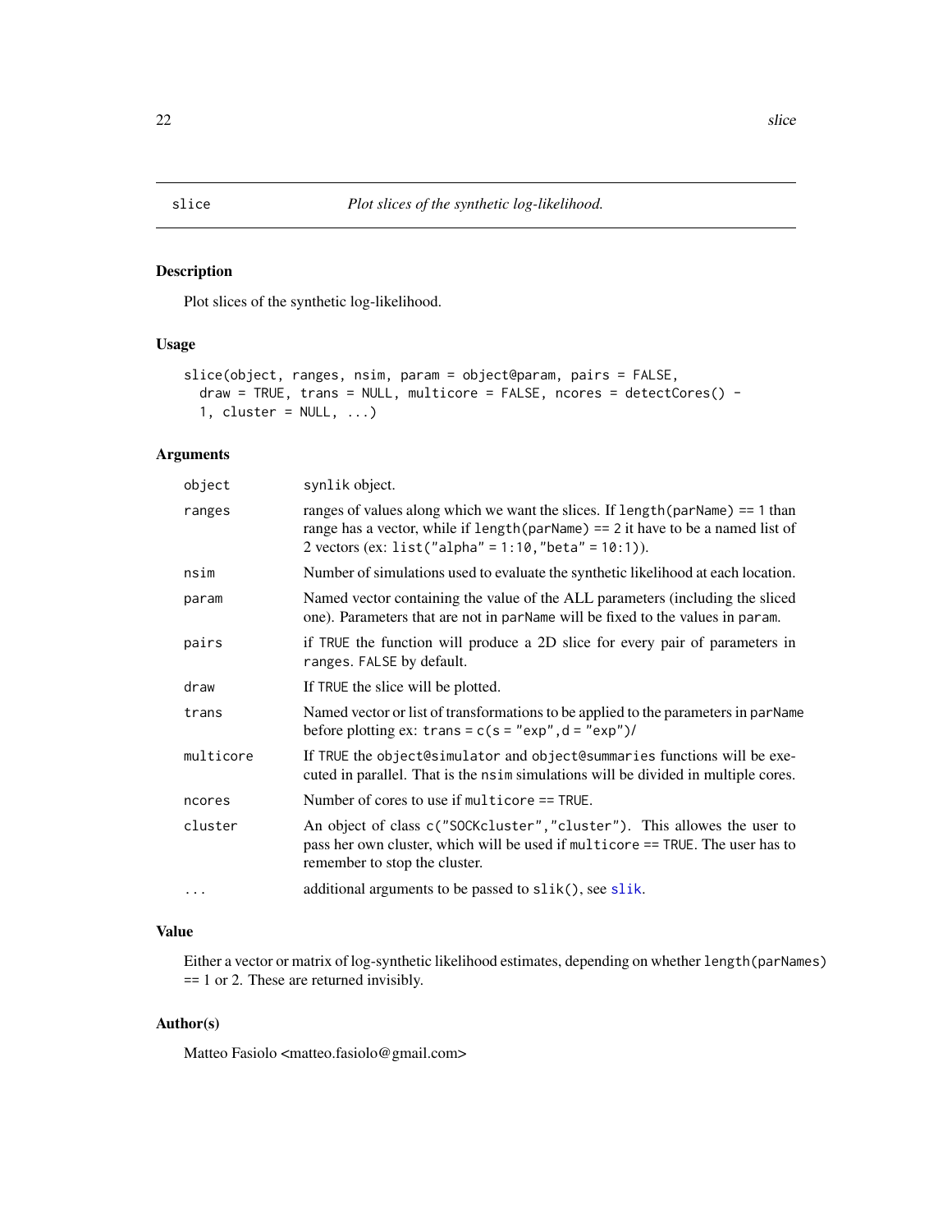# slice — *Plot slices of the synthetic log-likelihood.*

## Description

Plot slices of the synthetic log-likelihood.

## Usage

```
slice(object, ranges, nsim, param = object@param, pairs = FALSE,
  draw = TRUE, trans = NULL, multicore = FALSE, ncores = detectCores() -
  1, cluster = NULL, ...)
```

## Arguments

| Argument | Description |
| --- | --- |
| `object` | `synlik` object. |
| `ranges` | ranges of values along which we want the slices. If `length(parName) == 1` than range has a vector, while if `length(parName) == 2` it have to be a named list of 2 vectors (ex: `list("alpha" = 1:10,"beta" = 10:1)`). |
| `nsim` | Number of simulations used to evaluate the synthetic likelihood at each location. |
| `param` | Named vector containing the value of the ALL parameters (including the sliced one). Parameters that are not in `parName` will be fixed to the values in `param`. |
| `pairs` | if `TRUE` the function will produce a 2D slice for every pair of parameters in `ranges`. `FALSE` by default. |
| `draw` | If `TRUE` the slice will be plotted. |
| `trans` | Named vector or list of transformations to be applied to the parameters in `parName` before plotting ex: `trans = c(s = "exp",d = "exp")`/ |
| `multicore` | If `TRUE` the `object@simulator` and `object@summaries` functions will be executed in parallel. That is the `nsim` simulations will be divided in multiple cores. |
| `ncores` | Number of cores to use if `multicore == TRUE`. |
| `cluster` | An object of class `c("SOCKcluster","cluster")`. This allowes the user to pass her own cluster, which will be used if `multicore == TRUE`. The user has to remember to stop the cluster. |
| `...` | additional arguments to be passed to `slik()`, see `slik`. |

## Value

Either a vector or matrix of log-synthetic likelihood estimates, depending on whether `length(parNames) == 1 or 2`. These are returned invisibly.

## Author(s)

Matteo Fasiolo <matteo.fasiolo@gmail.com>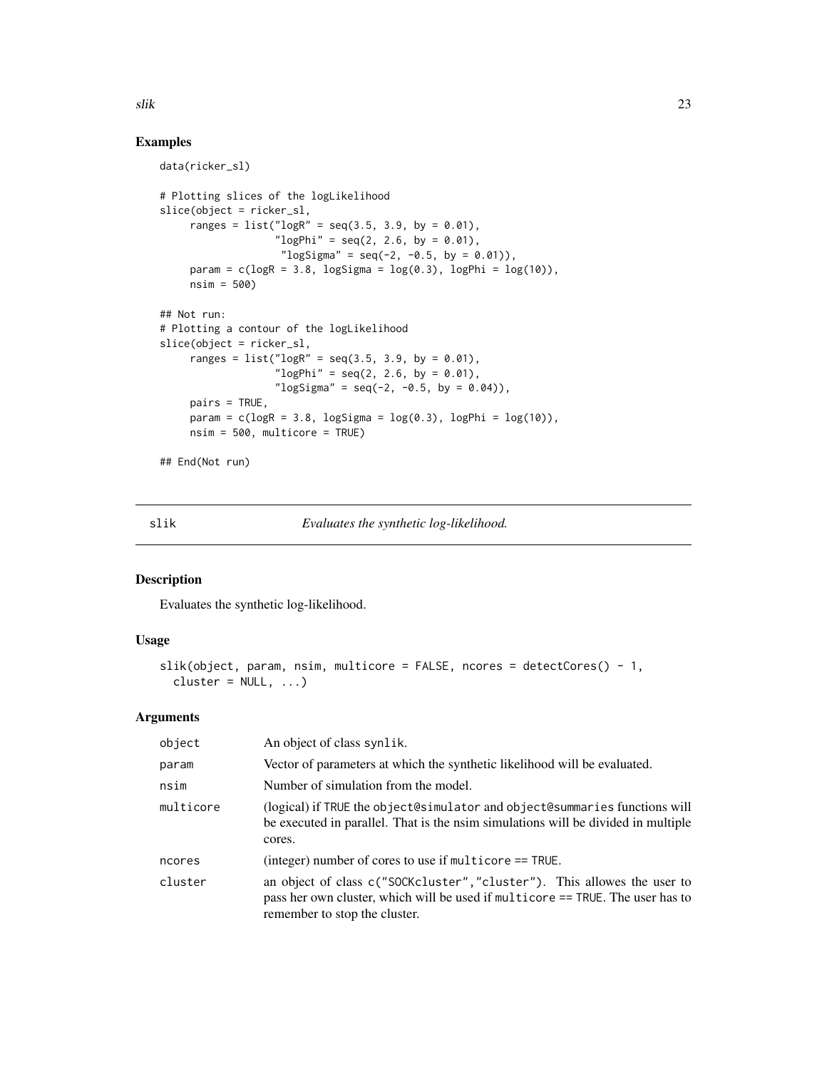## Examples

```
data(ricker_sl)

# Plotting slices of the logLikelihood
slice(object = ricker_sl,
     ranges = list("logR" = seq(3.5, 3.9, by = 0.01),
                   "logPhi" = seq(2, 2.6, by = 0.01),
                    "logSigma" = seq(-2, -0.5, by = 0.01)),
     param = c(logR = 3.8, logSigma = log(0.3), logPhi = log(10)),
     nsim = 500)

## Not run:
# Plotting a contour of the logLikelihood
slice(object = ricker_sl,
     ranges = list("logR" = seq(3.5, 3.9, by = 0.01),
                   "logPhi" = seq(2, 2.6, by = 0.01),
                   "logSigma" = seq(-2, -0.5, by = 0.04)),
     pairs = TRUE,
     param = c(logR = 3.8, logSigma = log(0.3), logPhi = log(10)),
     nsim = 500, multicore = TRUE)

## End(Not run)
```

---

# slik — *Evaluates the synthetic log-likelihood.*

## Description

Evaluates the synthetic log-likelihood.

## Usage

```
slik(object, param, nsim, multicore = FALSE, ncores = detectCores() - 1,
  cluster = NULL, ...)
```

## Arguments

| | |
|---|---|
| `object` | An object of class `synlik`. |
| `param` | Vector of parameters at which the synthetic likelihood will be evaluated. |
| `nsim` | Number of simulation from the model. |
| `multicore` | (logical) if `TRUE` the `object@simulator` and `object@summaries` functions will be executed in parallel. That is the nsim simulations will be divided in multiple cores. |
| `ncores` | (integer) number of cores to use if `multicore == TRUE`. |
| `cluster` | an object of class `c("SOCKcluster","cluster")`. This allowes the user to pass her own cluster, which will be used if `multicore == TRUE`. The user has to remember to stop the cluster. |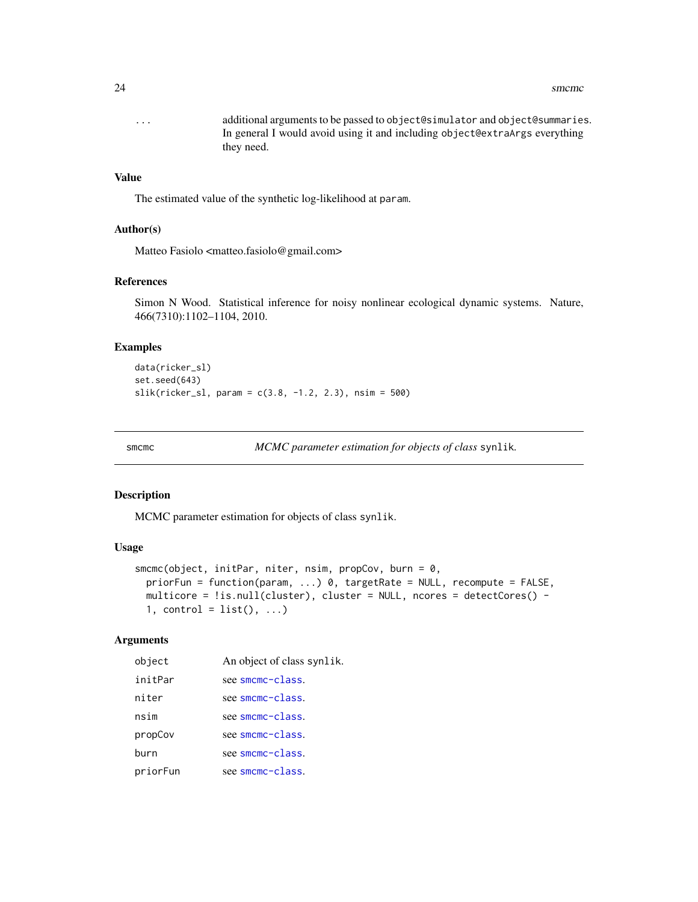| | |
|---|---|
| ... | additional arguments to be passed to `object@simulator` and `object@summaries`. In general I would avoid using it and including `object@extraArgs` everything they need. |

### Value

The estimated value of the synthetic log-likelihood at `param`.

### Author(s)

Matteo Fasiolo <matteo.fasiolo@gmail.com>

### References

Simon N Wood. Statistical inference for noisy nonlinear ecological dynamic systems. Nature, 466(7310):1102–1104, 2010.

### Examples

```
data(ricker_sl)
set.seed(643)
slik(ricker_sl, param = c(3.8, -1.2, 2.3), nsim = 500)
```

---

## smcmc — *MCMC parameter estimation for objects of class* `synlik`.

### Description

MCMC parameter estimation for objects of class `synlik`.

### Usage

```
smcmc(object, initPar, niter, nsim, propCov, burn = 0,
  priorFun = function(param, ...) 0, targetRate = NULL, recompute = FALSE,
  multicore = !is.null(cluster), cluster = NULL, ncores = detectCores() -
  1, control = list(), ...)
```

### Arguments

| | |
|---|---|
| object | An object of class `synlik`. |
| initPar | see `smcmc-class`. |
| niter | see `smcmc-class`. |
| nsim | see `smcmc-class`. |
| propCov | see `smcmc-class`. |
| burn | see `smcmc-class`. |
| priorFun | see `smcmc-class`. |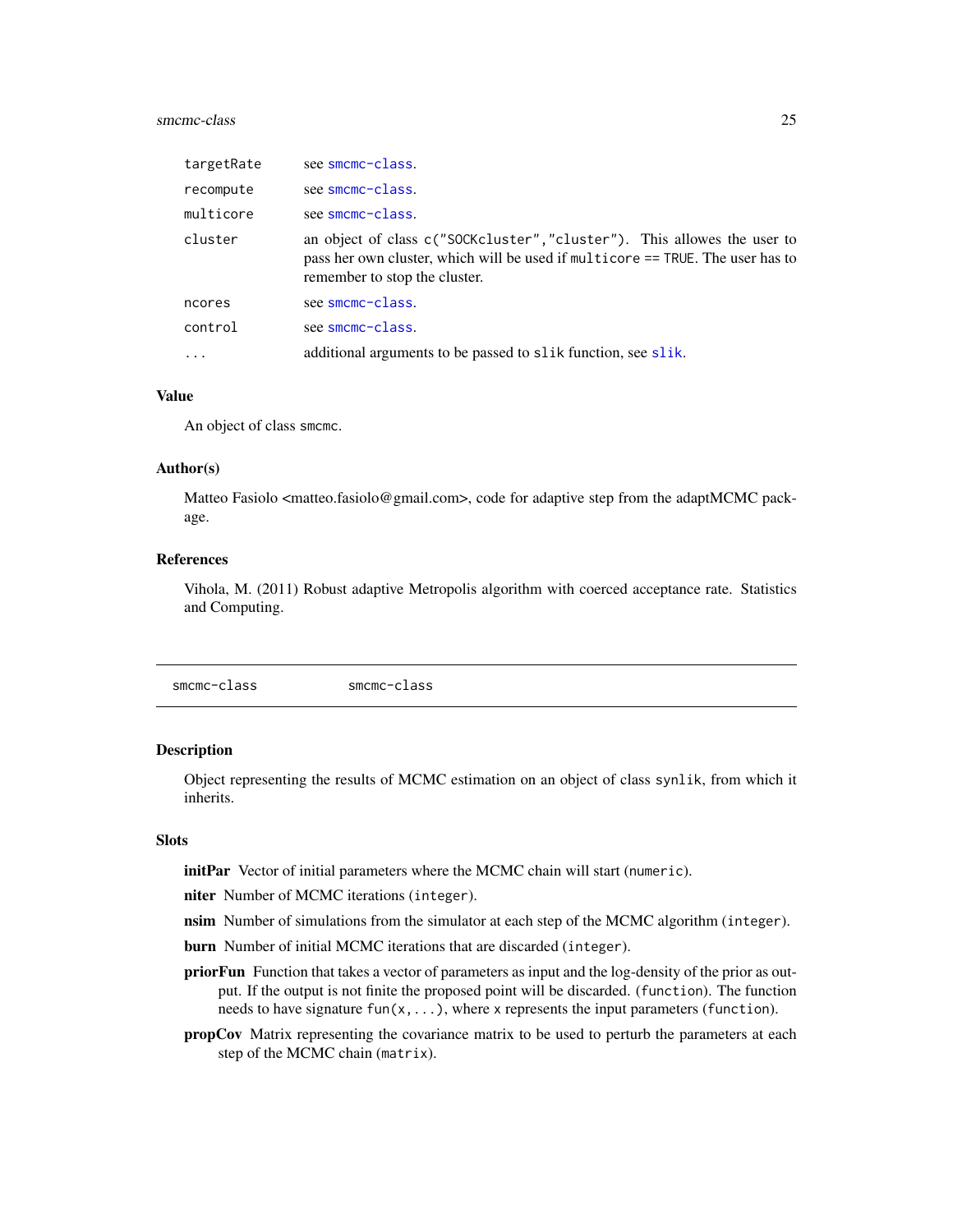| | |
|---|---|
| targetRate | see smcmc-class. |
| recompute | see smcmc-class. |
| multicore | see smcmc-class. |
| cluster | an object of class c("SOCKcluster","cluster"). This allowes the user to pass her own cluster, which will be used if multicore == TRUE. The user has to remember to stop the cluster. |
| ncores | see smcmc-class. |
| control | see smcmc-class. |
| ... | additional arguments to be passed to slik function, see slik. |

### Value

An object of class smcmc.

### Author(s)

Matteo Fasiolo <matteo.fasiolo@gmail.com>, code for adaptive step from the adaptMCMC package.

### References

Vihola, M. (2011) Robust adaptive Metropolis algorithm with coerced acceptance rate. Statistics and Computing.

---

## smcmc-class &nbsp;&nbsp;&nbsp;&nbsp; smcmc-class

---

### Description

Object representing the results of MCMC estimation on an object of class synlik, from which it inherits.

### Slots

**initPar** Vector of initial parameters where the MCMC chain will start (numeric).

**niter** Number of MCMC iterations (integer).

**nsim** Number of simulations from the simulator at each step of the MCMC algorithm (integer).

**burn** Number of initial MCMC iterations that are discarded (integer).

**priorFun** Function that takes a vector of parameters as input and the log-density of the prior as output. If the output is not finite the proposed point will be discarded. (function). The function needs to have signature fun(x,...), where x represents the input parameters (function).

**propCov** Matrix representing the covariance matrix to be used to perturb the parameters at each step of the MCMC chain (matrix).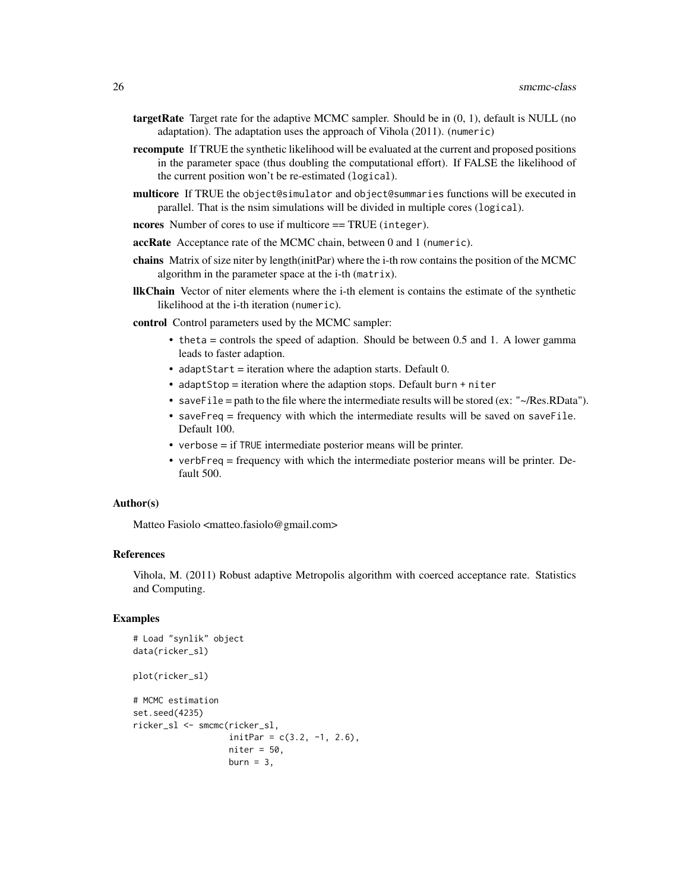**targetRate** Target rate for the adaptive MCMC sampler. Should be in (0, 1), default is NULL (no adaptation). The adaptation uses the approach of Vihola (2011). (`numeric`)

**recompute** If TRUE the synthetic likelihood will be evaluated at the current and proposed positions in the parameter space (thus doubling the computational effort). If FALSE the likelihood of the current position won't be re-estimated (`logical`).

**multicore** If TRUE the `object@simulator` and `object@summaries` functions will be executed in parallel. That is the nsim simulations will be divided in multiple cores (`logical`).

**ncores** Number of cores to use if multicore == TRUE (`integer`).

**accRate** Acceptance rate of the MCMC chain, between 0 and 1 (`numeric`).

**chains** Matrix of size niter by length(initPar) where the i-th row contains the position of the MCMC algorithm in the parameter space at the i-th (`matrix`).

**llkChain** Vector of niter elements where the i-th element is contains the estimate of the synthetic likelihood at the i-th iteration (`numeric`).

**control** Control parameters used by the MCMC sampler:

- `theta` = controls the speed of adaption. Should be between 0.5 and 1. A lower gamma leads to faster adaption.
- `adaptStart` = iteration where the adaption starts. Default 0.
- `adaptStop` = iteration where the adaption stops. Default `burn + niter`
- `saveFile` = path to the file where the intermediate results will be stored (ex: "~/Res.RData").
- `saveFreq` = frequency with which the intermediate results will be saved on `saveFile`. Default 100.
- `verbose` = if `TRUE` intermediate posterior means will be printer.
- `verbFreq` = frequency with which the intermediate posterior means will be printer. Default 500.

### Author(s)

Matteo Fasiolo <matteo.fasiolo@gmail.com>

### References

Vihola, M. (2011) Robust adaptive Metropolis algorithm with coerced acceptance rate. Statistics and Computing.

### Examples

```
# Load "synlik" object
data(ricker_sl)

plot(ricker_sl)

# MCMC estimation
set.seed(4235)
ricker_sl <- smcmc(ricker_sl,
                   initPar = c(3.2, -1, 2.6),
                   niter = 50,
                   burn = 3,
```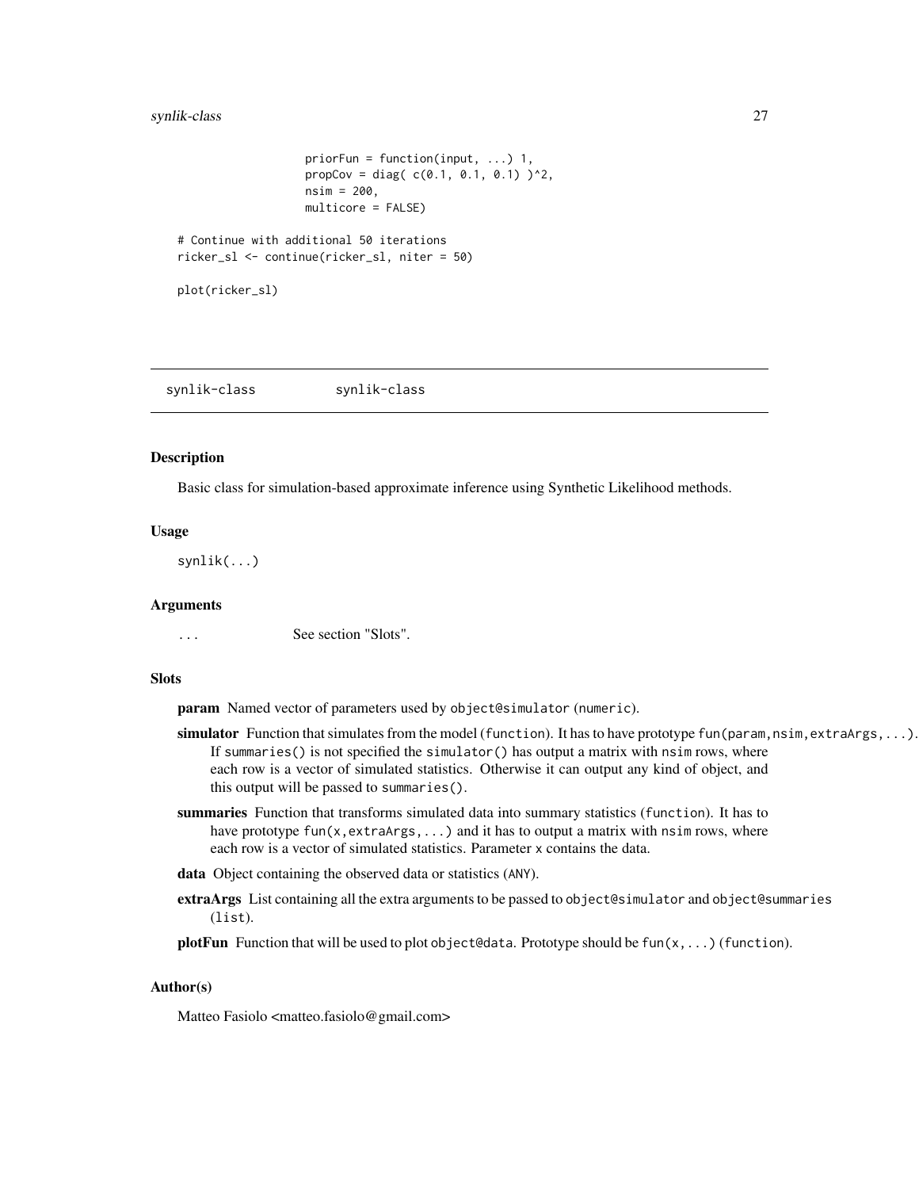```
                  priorFun = function(input, ...) 1,
                  propCov = diag( c(0.1, 0.1, 0.1) )^2,
                  nsim = 200,
                  multicore = FALSE)

# Continue with additional 50 iterations
ricker_sl <- continue(ricker_sl, niter = 50)

plot(ricker_sl)
```

## synlik-class    synlik-class

### Description

Basic class for simulation-based approximate inference using Synthetic Likelihood methods.

### Usage

```
synlik(...)
```

### Arguments

`...` See section "Slots".

### Slots

**param** Named vector of parameters used by `object@simulator` (`numeric`).

**simulator** Function that simulates from the model (`function`). It has to have prototype `fun(param,nsim,extraArgs,...)`. If `summaries()` is not specified the `simulator()` has output a matrix with `nsim` rows, where each row is a vector of simulated statistics. Otherwise it can output any kind of object, and this output will be passed to `summaries()`.

**summaries** Function that transforms simulated data into summary statistics (`function`). It has to have prototype `fun(x,extraArgs,...)` and it has to output a matrix with `nsim` rows, where each row is a vector of simulated statistics. Parameter `x` contains the data.

**data** Object containing the observed data or statistics (`ANY`).

**extraArgs** List containing all the extra arguments to be passed to `object@simulator` and `object@summaries` (`list`).

**plotFun** Function that will be used to plot `object@data`. Prototype should be `fun(x,...)` (`function`).

### Author(s)

Matteo Fasiolo <matteo.fasiolo@gmail.com>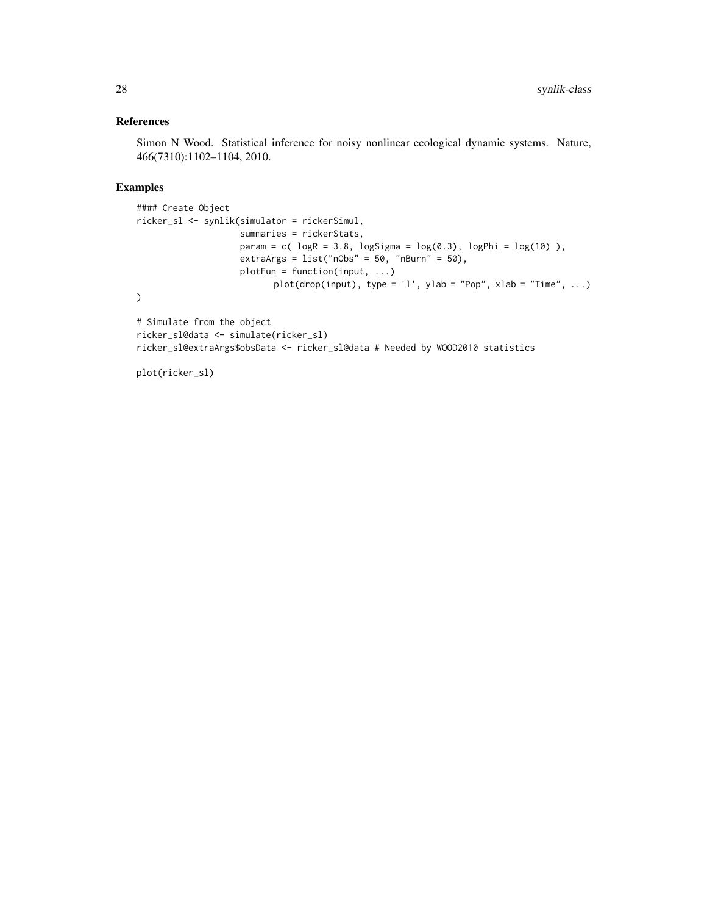## References

Simon N Wood. Statistical inference for noisy nonlinear ecological dynamic systems. Nature, 466(7310):1102–1104, 2010.

## Examples

```
#### Create Object
ricker_sl <- synlik(simulator = rickerSimul,
                    summaries = rickerStats,
                    param = c( logR = 3.8, logSigma = log(0.3), logPhi = log(10) ),
                    extraArgs = list("nObs" = 50, "nBurn" = 50),
                    plotFun = function(input, ...)
                          plot(drop(input), type = 'l', ylab = "Pop", xlab = "Time", ...)
)

# Simulate from the object
ricker_sl@data <- simulate(ricker_sl)
ricker_sl@extraArgs$obsData <- ricker_sl@data # Needed by WOOD2010 statistics

plot(ricker_sl)
```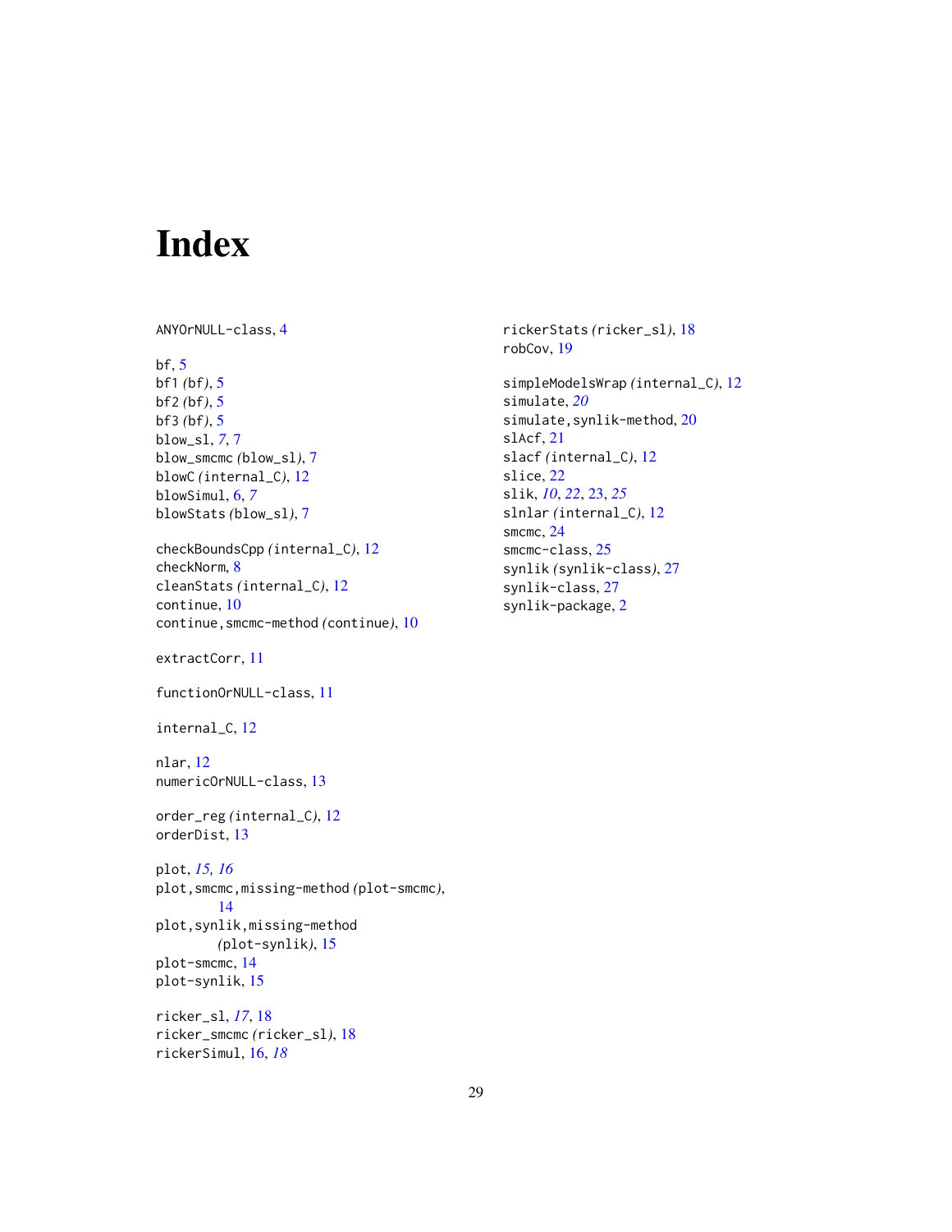# Index

ANYOrNULL-class, 4

bf, 5
bf1 *(bf)*, 5
bf2 *(bf)*, 5
bf3 *(bf)*, 5
blow_sl, *7*, 7
blow_smcmc *(blow_sl)*, 7
blowC *(internal_C)*, 12
blowSimul, 6, *7*
blowStats *(blow_sl)*, 7

checkBoundsCpp *(internal_C)*, 12
checkNorm, 8
cleanStats *(internal_C)*, 12
continue, 10
continue,smcmc-method *(continue)*, 10

extractCorr, 11

functionOrNULL-class, 11

internal_C, 12

nlar, 12
numericOrNULL-class, 13

order_reg *(internal_C)*, 12
orderDist, 13

plot, *15*, *16*
plot,smcmc,missing-method *(plot-smcmc)*, 14
plot,synlik,missing-method *(plot-synlik)*, 15
plot-smcmc, 14
plot-synlik, 15

ricker_sl, *17*, 18
ricker_smcmc *(ricker_sl)*, 18
rickerSimul, 16, *18*
rickerStats *(ricker_sl)*, 18
robCov, 19

simpleModelsWrap *(internal_C)*, 12
simulate, *20*
simulate,synlik-method, 20
slAcf, 21
slacf *(internal_C)*, 12
slice, 22
slik, *10*, *22*, 23, *25*
slnlar *(internal_C)*, 12
smcmc, 24
smcmc-class, 25
synlik *(synlik-class)*, 27
synlik-class, 27
synlik-package, 2